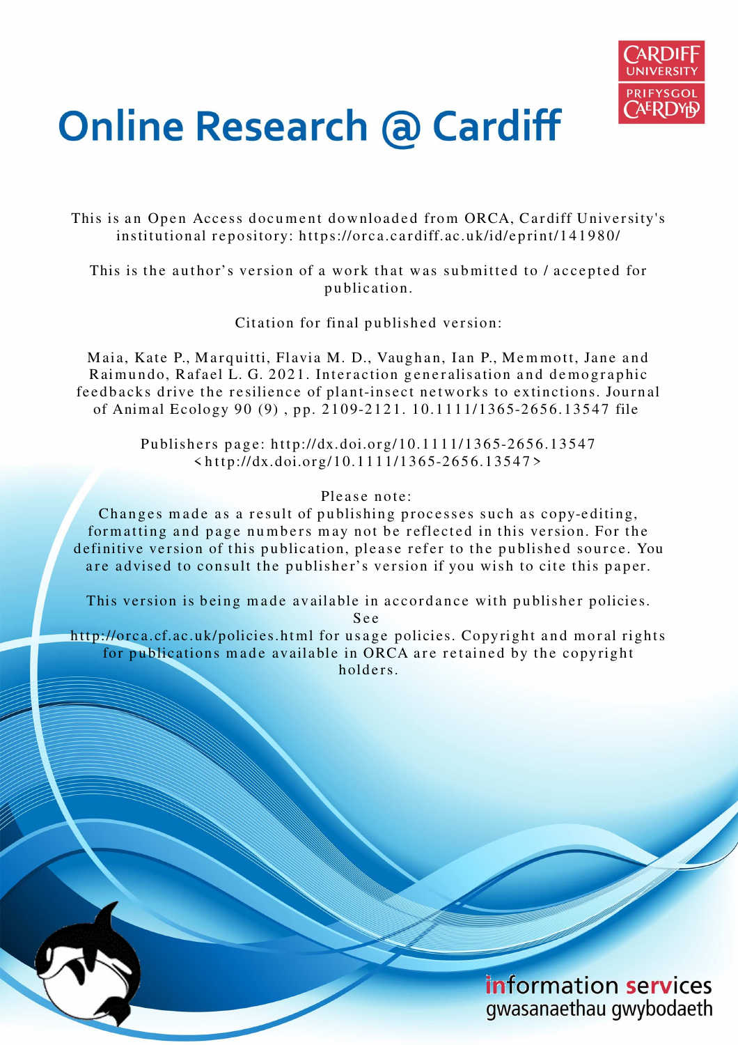# Online Research @ Cardiff

This is an Open Access document downloaded from ORCA, Cardiff University's institutional repository: https://orca.cardiff.ac.uk/id/eprint/141980/

This is the author's version of a work that was submitted to / accepted for publication.

Citation for final published version:

Maia, Kate P., Marquitti, Flavia M. D., Vaughan, Ian P., Memmott, Jane and Raimundo, Rafael L. G. 2021. Interaction generalisation and demographic feedbacks drive the resilience of plant-insect networks to extinctions. Journal of Animal Ecology 90 (9) , pp. 2109-2121. 10.1111/1365-2656.13547 file

Publishers page: http://dx.doi.org/10.1111/1365-2656.13547 <http://dx.doi.org/10.1111/1365-2656.13547>

Please note:
Changes made as a result of publishing processes such as copy-editing, formatting and page numbers may not be reflected in this version. For the definitive version of this publication, please refer to the published source. You are advised to consult the publisher's version if you wish to cite this paper.

This version is being made available in accordance with publisher policies. See http://orca.cf.ac.uk/policies.html for usage policies. Copyright and moral rights for publications made available in ORCA are retained by the copyright holders.

information services
gwasanaethau gwybodaeth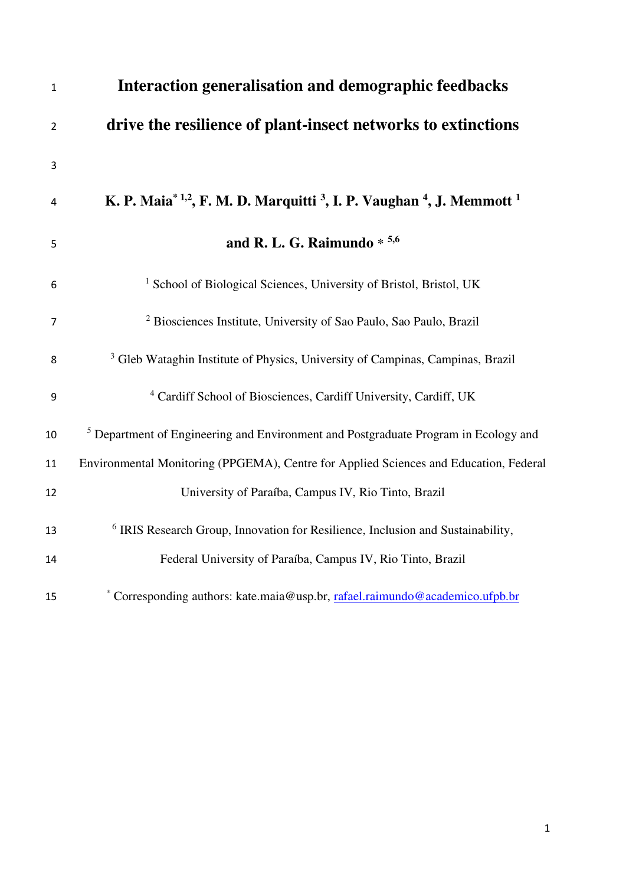# Interaction generalisation and demographic feedbacks drive the resilience of plant-insect networks to extinctions

**K. P. Maia[*1,2], F. M. D. Marquitti [3], I. P. Vaughan [4], J. Memmott [1] and R. L. G. Raimundo * [5,6]**

[1] School of Biological Sciences, University of Bristol, Bristol, UK

[2] Biosciences Institute, University of Sao Paulo, Sao Paulo, Brazil

[3] Gleb Wataghin Institute of Physics, University of Campinas, Campinas, Brazil

[4] Cardiff School of Biosciences, Cardiff University, Cardiff, UK

[5] Department of Engineering and Environment and Postgraduate Program in Ecology and Environmental Monitoring (PPGEMA), Centre for Applied Sciences and Education, Federal University of Paraíba, Campus IV, Rio Tinto, Brazil

[6] IRIS Research Group, Innovation for Resilience, Inclusion and Sustainability, Federal University of Paraíba, Campus IV, Rio Tinto, Brazil

[*] Corresponding authors: kate.maia@usp.br, rafael.raimundo@academico.ufpb.br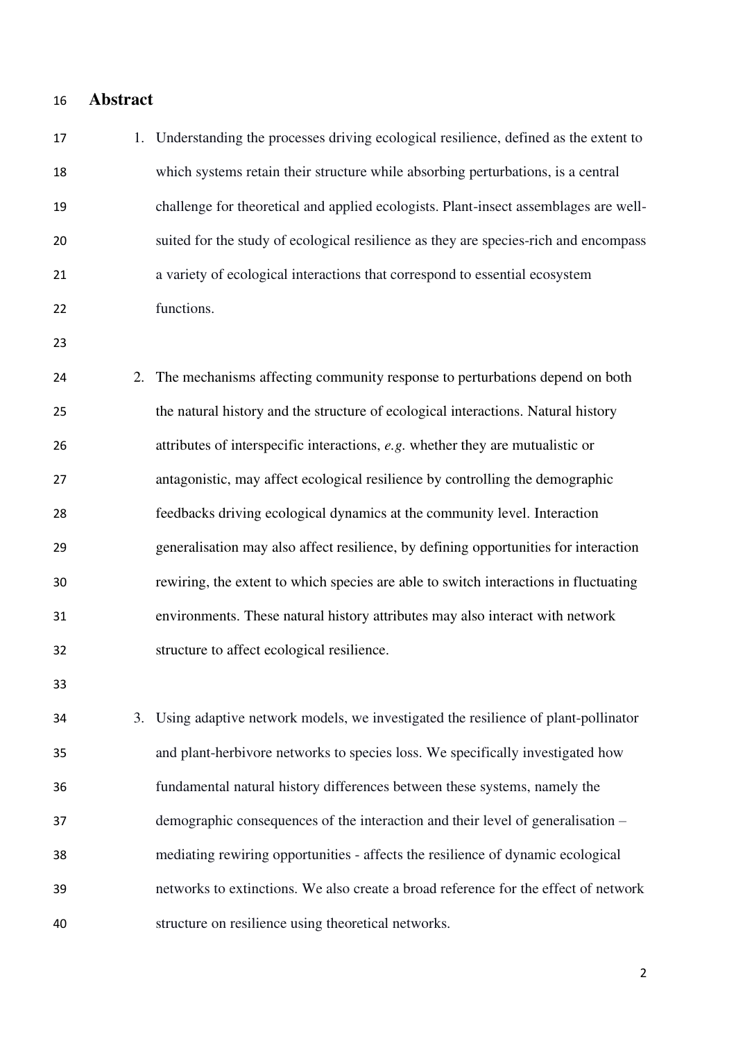## Abstract

1. Understanding the processes driving ecological resilience, defined as the extent to which systems retain their structure while absorbing perturbations, is a central challenge for theoretical and applied ecologists. Plant-insect assemblages are well-suited for the study of ecological resilience as they are species-rich and encompass a variety of ecological interactions that correspond to essential ecosystem functions.

2. The mechanisms affecting community response to perturbations depend on both the natural history and the structure of ecological interactions. Natural history attributes of interspecific interactions, *e.g.* whether they are mutualistic or antagonistic, may affect ecological resilience by controlling the demographic feedbacks driving ecological dynamics at the community level. Interaction generalisation may also affect resilience, by defining opportunities for interaction rewiring, the extent to which species are able to switch interactions in fluctuating environments. These natural history attributes may also interact with network structure to affect ecological resilience.

3. Using adaptive network models, we investigated the resilience of plant-pollinator and plant-herbivore networks to species loss. We specifically investigated how fundamental natural history differences between these systems, namely the demographic consequences of the interaction and their level of generalisation – mediating rewiring opportunities - affects the resilience of dynamic ecological networks to extinctions. We also create a broad reference for the effect of network structure on resilience using theoretical networks.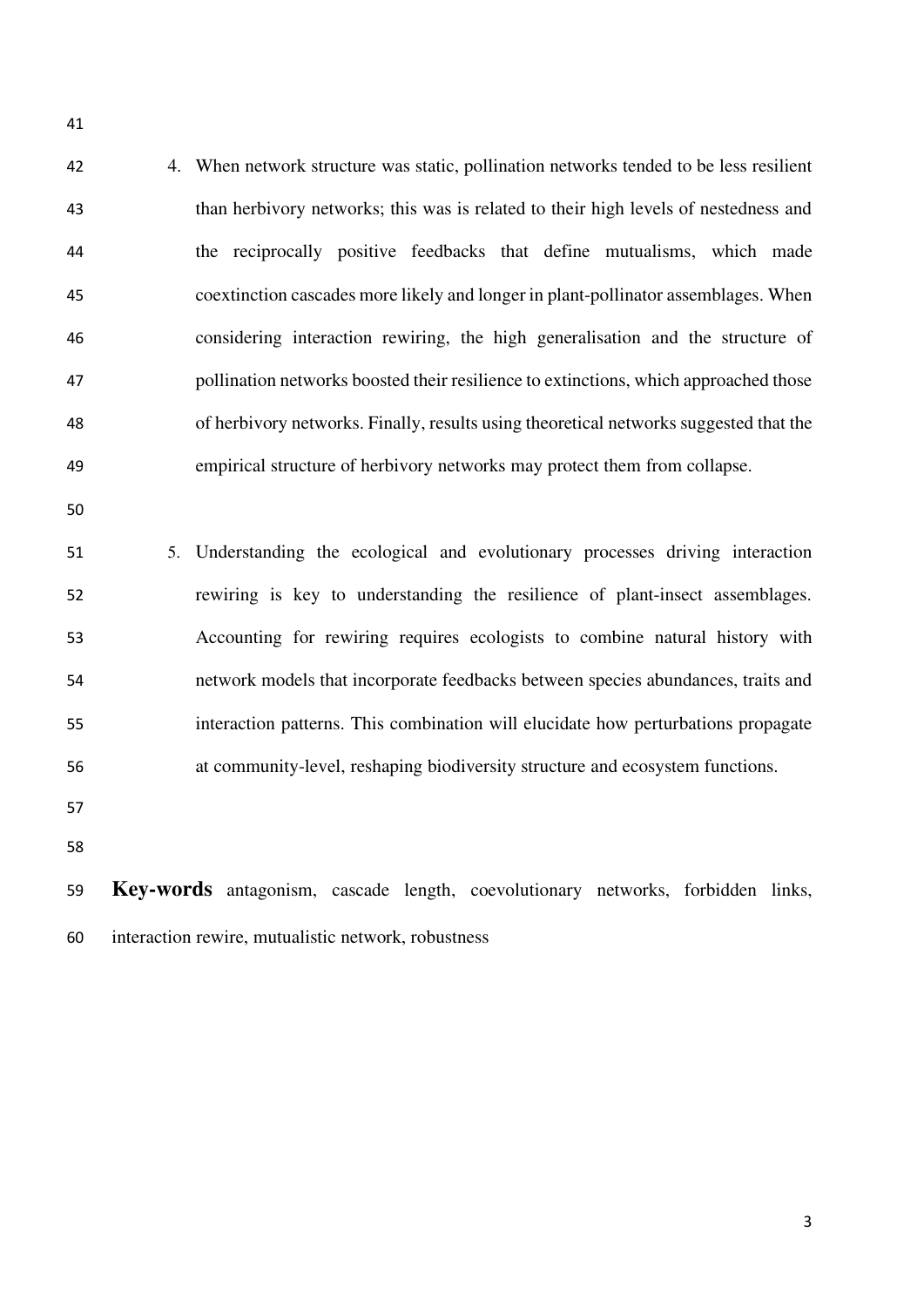4. When network structure was static, pollination networks tended to be less resilient than herbivory networks; this was is related to their high levels of nestedness and the reciprocally positive feedbacks that define mutualisms, which made coextinction cascades more likely and longer in plant-pollinator assemblages. When considering interaction rewiring, the high generalisation and the structure of pollination networks boosted their resilience to extinctions, which approached those of herbivory networks. Finally, results using theoretical networks suggested that the empirical structure of herbivory networks may protect them from collapse.

5. Understanding the ecological and evolutionary processes driving interaction rewiring is key to understanding the resilience of plant-insect assemblages. Accounting for rewiring requires ecologists to combine natural history with network models that incorporate feedbacks between species abundances, traits and interaction patterns. This combination will elucidate how perturbations propagate at community-level, reshaping biodiversity structure and ecosystem functions.

**Key-words** antagonism, cascade length, coevolutionary networks, forbidden links, interaction rewire, mutualistic network, robustness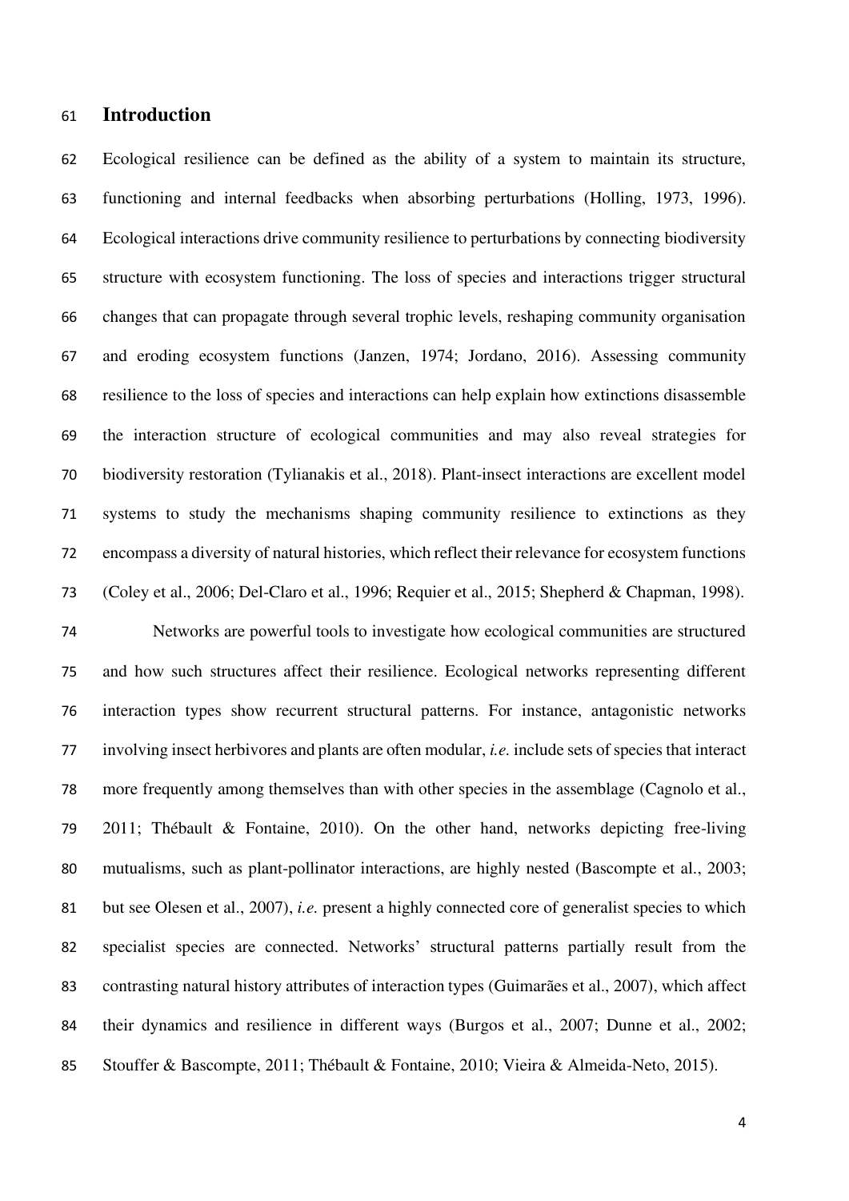## Introduction

Ecological resilience can be defined as the ability of a system to maintain its structure, functioning and internal feedbacks when absorbing perturbations (Holling, 1973, 1996). Ecological interactions drive community resilience to perturbations by connecting biodiversity structure with ecosystem functioning. The loss of species and interactions trigger structural changes that can propagate through several trophic levels, reshaping community organisation and eroding ecosystem functions (Janzen, 1974; Jordano, 2016). Assessing community resilience to the loss of species and interactions can help explain how extinctions disassemble the interaction structure of ecological communities and may also reveal strategies for biodiversity restoration (Tylianakis et al., 2018). Plant-insect interactions are excellent model systems to study the mechanisms shaping community resilience to extinctions as they encompass a diversity of natural histories, which reflect their relevance for ecosystem functions (Coley et al., 2006; Del-Claro et al., 1996; Requier et al., 2015; Shepherd & Chapman, 1998).

Networks are powerful tools to investigate how ecological communities are structured and how such structures affect their resilience. Ecological networks representing different interaction types show recurrent structural patterns. For instance, antagonistic networks involving insect herbivores and plants are often modular, *i.e.* include sets of species that interact more frequently among themselves than with other species in the assemblage (Cagnolo et al., 2011; Thébault & Fontaine, 2010). On the other hand, networks depicting free-living mutualisms, such as plant-pollinator interactions, are highly nested (Bascompte et al., 2003; but see Olesen et al., 2007), *i.e.* present a highly connected core of generalist species to which specialist species are connected. Networks' structural patterns partially result from the contrasting natural history attributes of interaction types (Guimarães et al., 2007), which affect their dynamics and resilience in different ways (Burgos et al., 2007; Dunne et al., 2002; Stouffer & Bascompte, 2011; Thébault & Fontaine, 2010; Vieira & Almeida-Neto, 2015).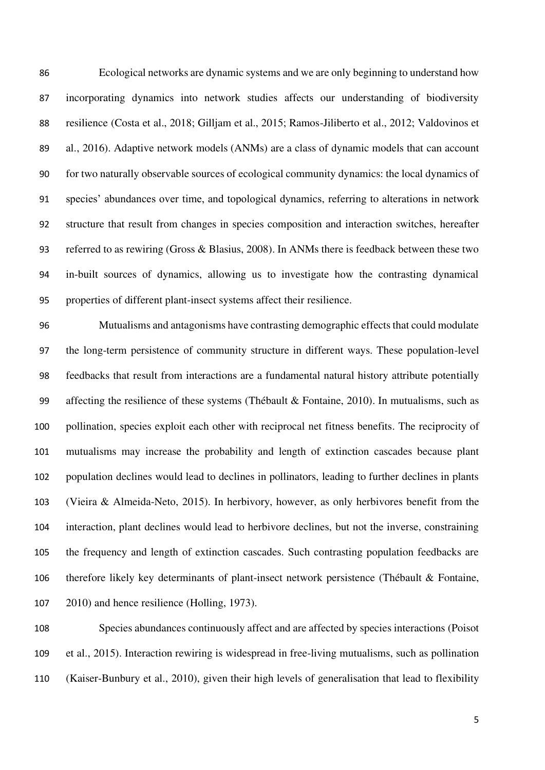Ecological networks are dynamic systems and we are only beginning to understand how incorporating dynamics into network studies affects our understanding of biodiversity resilience (Costa et al., 2018; Gilljam et al., 2015; Ramos-Jiliberto et al., 2012; Valdovinos et al., 2016). Adaptive network models (ANMs) are a class of dynamic models that can account for two naturally observable sources of ecological community dynamics: the local dynamics of species' abundances over time, and topological dynamics, referring to alterations in network structure that result from changes in species composition and interaction switches, hereafter referred to as rewiring (Gross & Blasius, 2008). In ANMs there is feedback between these two in-built sources of dynamics, allowing us to investigate how the contrasting dynamical properties of different plant-insect systems affect their resilience.

Mutualisms and antagonisms have contrasting demographic effects that could modulate the long-term persistence of community structure in different ways. These population-level feedbacks that result from interactions are a fundamental natural history attribute potentially affecting the resilience of these systems (Thébault & Fontaine, 2010). In mutualisms, such as pollination, species exploit each other with reciprocal net fitness benefits. The reciprocity of mutualisms may increase the probability and length of extinction cascades because plant population declines would lead to declines in pollinators, leading to further declines in plants (Vieira & Almeida-Neto, 2015). In herbivory, however, as only herbivores benefit from the interaction, plant declines would lead to herbivore declines, but not the inverse, constraining the frequency and length of extinction cascades. Such contrasting population feedbacks are therefore likely key determinants of plant-insect network persistence (Thébault & Fontaine, 2010) and hence resilience (Holling, 1973).

Species abundances continuously affect and are affected by species interactions (Poisot et al., 2015). Interaction rewiring is widespread in free-living mutualisms, such as pollination (Kaiser-Bunbury et al., 2010), given their high levels of generalisation that lead to flexibility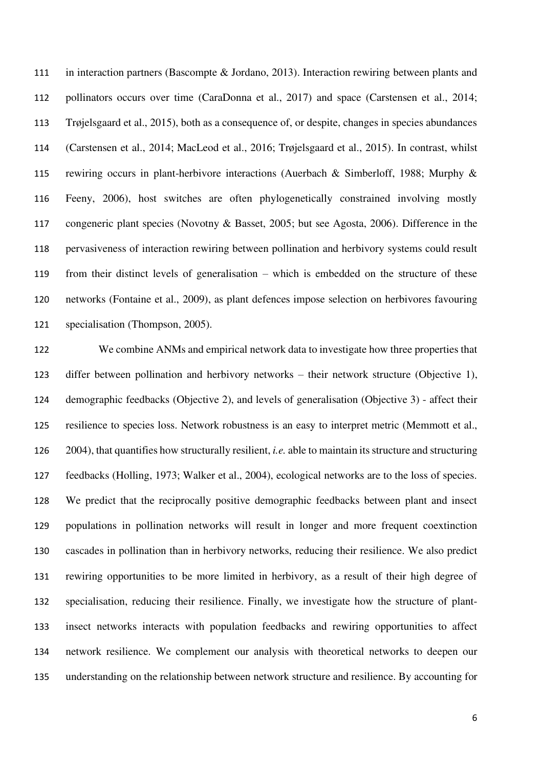in interaction partners (Bascompte & Jordano, 2013). Interaction rewiring between plants and pollinators occurs over time (CaraDonna et al., 2017) and space (Carstensen et al., 2014; Trøjelsgaard et al., 2015), both as a consequence of, or despite, changes in species abundances (Carstensen et al., 2014; MacLeod et al., 2016; Trøjelsgaard et al., 2015). In contrast, whilst rewiring occurs in plant-herbivore interactions (Auerbach & Simberloff, 1988; Murphy & Feeny, 2006), host switches are often phylogenetically constrained involving mostly congeneric plant species (Novotny & Basset, 2005; but see Agosta, 2006). Difference in the pervasiveness of interaction rewiring between pollination and herbivory systems could result from their distinct levels of generalisation – which is embedded on the structure of these networks (Fontaine et al., 2009), as plant defences impose selection on herbivores favouring specialisation (Thompson, 2005).

We combine ANMs and empirical network data to investigate how three properties that differ between pollination and herbivory networks – their network structure (Objective 1), demographic feedbacks (Objective 2), and levels of generalisation (Objective 3) - affect their resilience to species loss. Network robustness is an easy to interpret metric (Memmott et al., 2004), that quantifies how structurally resilient, *i.e.* able to maintain its structure and structuring feedbacks (Holling, 1973; Walker et al., 2004), ecological networks are to the loss of species. We predict that the reciprocally positive demographic feedbacks between plant and insect populations in pollination networks will result in longer and more frequent coextinction cascades in pollination than in herbivory networks, reducing their resilience. We also predict rewiring opportunities to be more limited in herbivory, as a result of their high degree of specialisation, reducing their resilience. Finally, we investigate how the structure of plant-insect networks interacts with population feedbacks and rewiring opportunities to affect network resilience. We complement our analysis with theoretical networks to deepen our understanding on the relationship between network structure and resilience. By accounting for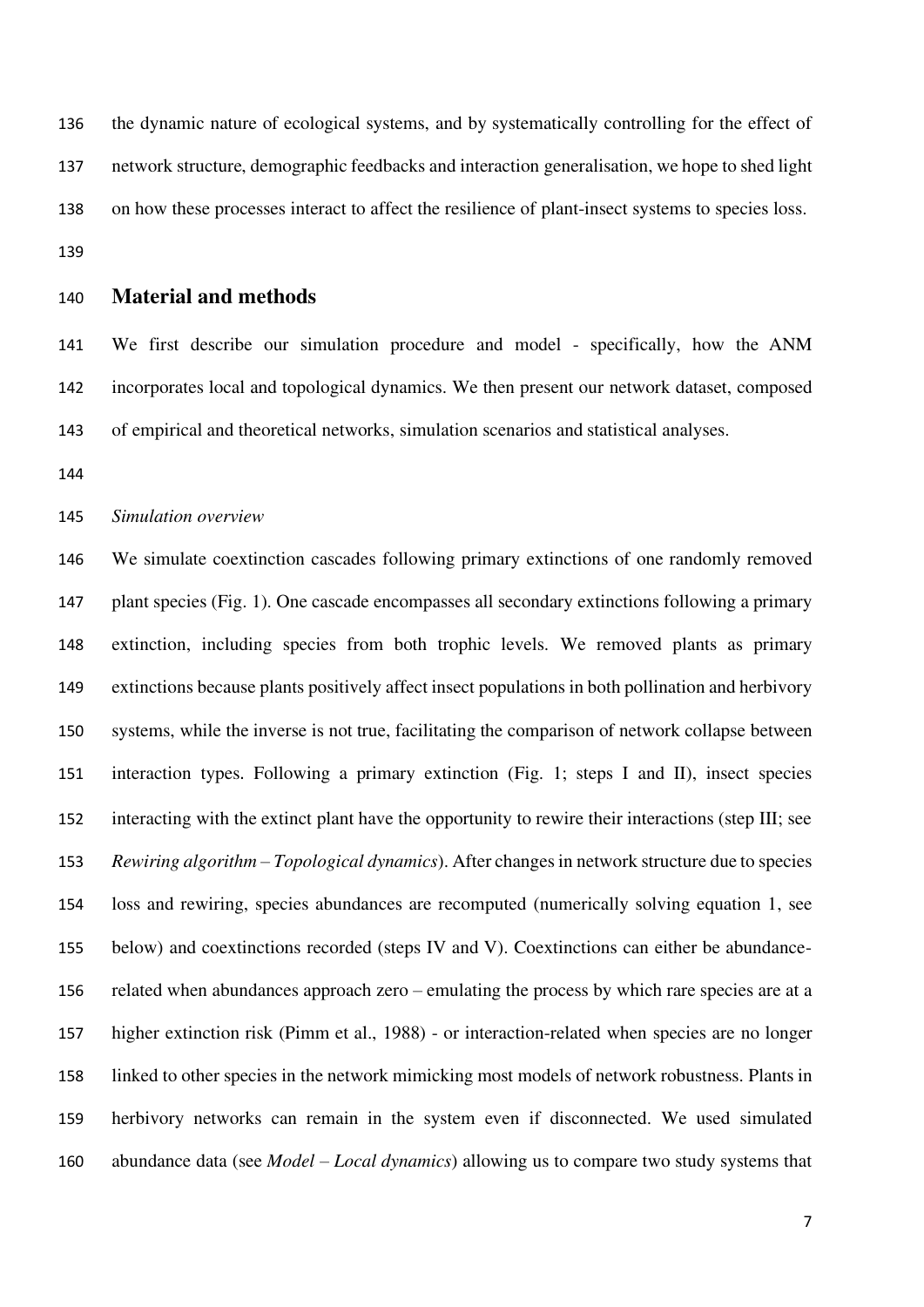the dynamic nature of ecological systems, and by systematically controlling for the effect of network structure, demographic feedbacks and interaction generalisation, we hope to shed light on how these processes interact to affect the resilience of plant-insect systems to species loss.

## Material and methods

We first describe our simulation procedure and model - specifically, how the ANM incorporates local and topological dynamics. We then present our network dataset, composed of empirical and theoretical networks, simulation scenarios and statistical analyses.

*Simulation overview*

We simulate coextinction cascades following primary extinctions of one randomly removed plant species (Fig. 1). One cascade encompasses all secondary extinctions following a primary extinction, including species from both trophic levels. We removed plants as primary extinctions because plants positively affect insect populations in both pollination and herbivory systems, while the inverse is not true, facilitating the comparison of network collapse between interaction types. Following a primary extinction (Fig. 1; steps I and II), insect species interacting with the extinct plant have the opportunity to rewire their interactions (step III; see *Rewiring algorithm – Topological dynamics*). After changes in network structure due to species loss and rewiring, species abundances are recomputed (numerically solving equation 1, see below) and coextinctions recorded (steps IV and V). Coextinctions can either be abundance-related when abundances approach zero – emulating the process by which rare species are at a higher extinction risk (Pimm et al., 1988) - or interaction-related when species are no longer linked to other species in the network mimicking most models of network robustness. Plants in herbivory networks can remain in the system even if disconnected. We used simulated abundance data (see *Model – Local dynamics*) allowing us to compare two study systems that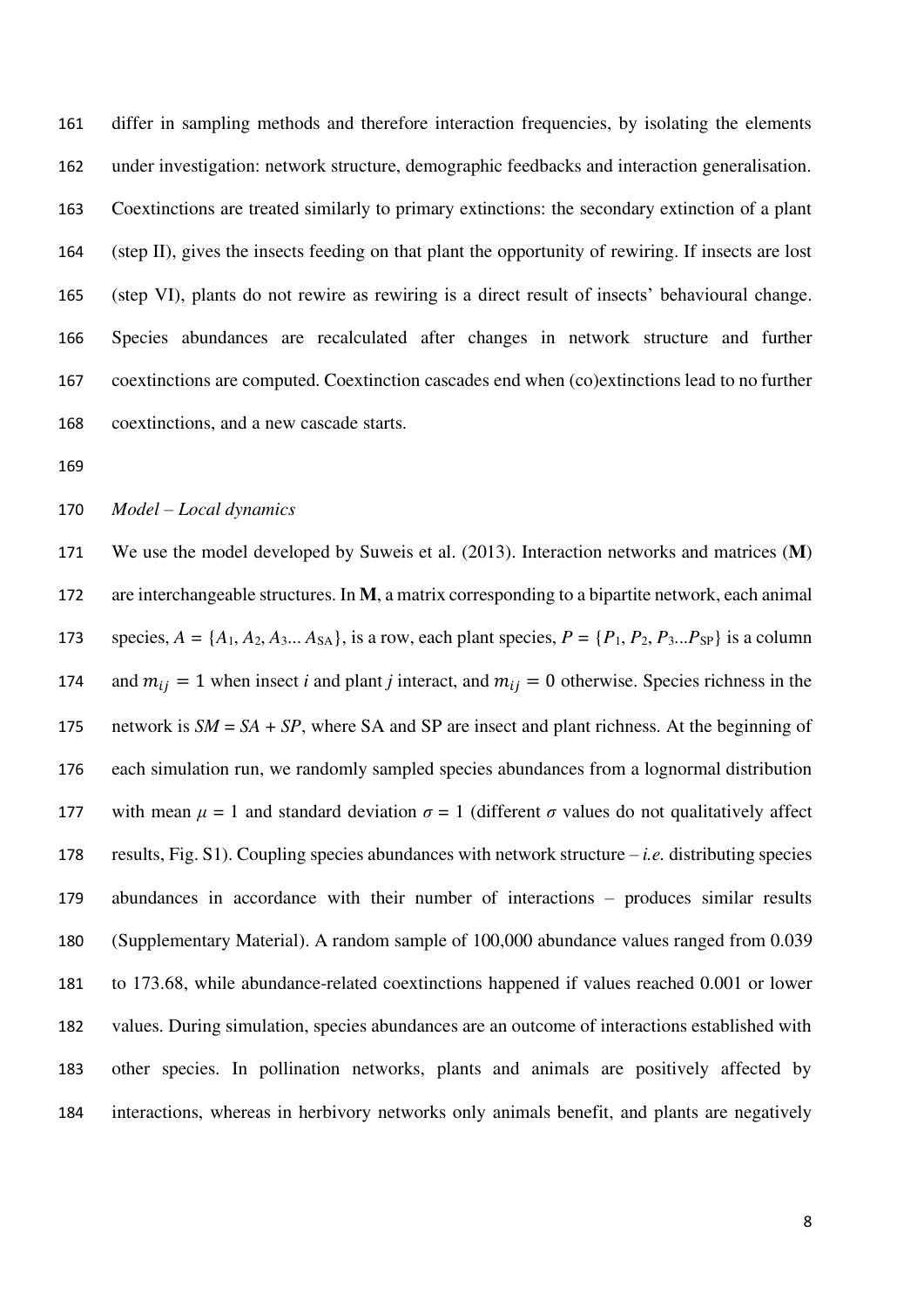differ in sampling methods and therefore interaction frequencies, by isolating the elements under investigation: network structure, demographic feedbacks and interaction generalisation. Coextinctions are treated similarly to primary extinctions: the secondary extinction of a plant (step II), gives the insects feeding on that plant the opportunity of rewiring. If insects are lost (step VI), plants do not rewire as rewiring is a direct result of insects' behavioural change. Species abundances are recalculated after changes in network structure and further coextinctions are computed. Coextinction cascades end when (co)extinctions lead to no further coextinctions, and a new cascade starts.

*Model – Local dynamics*

We use the model developed by Suweis et al. (2013). Interaction networks and matrices (**M**) are interchangeable structures. In **M**, a matrix corresponding to a bipartite network, each animal species, $A = \{A_1, A_2, A_3 ... A_{SA}\}$, is a row, each plant species, $P = \{P_1, P_2, P_3 ... P_{SP}\}$ is a column and $m_{ij} = 1$ when insect *i* and plant *j* interact, and $m_{ij} = 0$ otherwise. Species richness in the network is $SM = SA + SP$, where SA and SP are insect and plant richness. At the beginning of each simulation run, we randomly sampled species abundances from a lognormal distribution with mean $\mu = 1$ and standard deviation $\sigma = 1$ (different $\sigma$ values do not qualitatively affect results, Fig. S1). Coupling species abundances with network structure – *i.e.* distributing species abundances in accordance with their number of interactions – produces similar results (Supplementary Material). A random sample of 100,000 abundance values ranged from 0.039 to 173.68, while abundance-related coextinctions happened if values reached 0.001 or lower values. During simulation, species abundances are an outcome of interactions established with other species. In pollination networks, plants and animals are positively affected by interactions, whereas in herbivory networks only animals benefit, and plants are negatively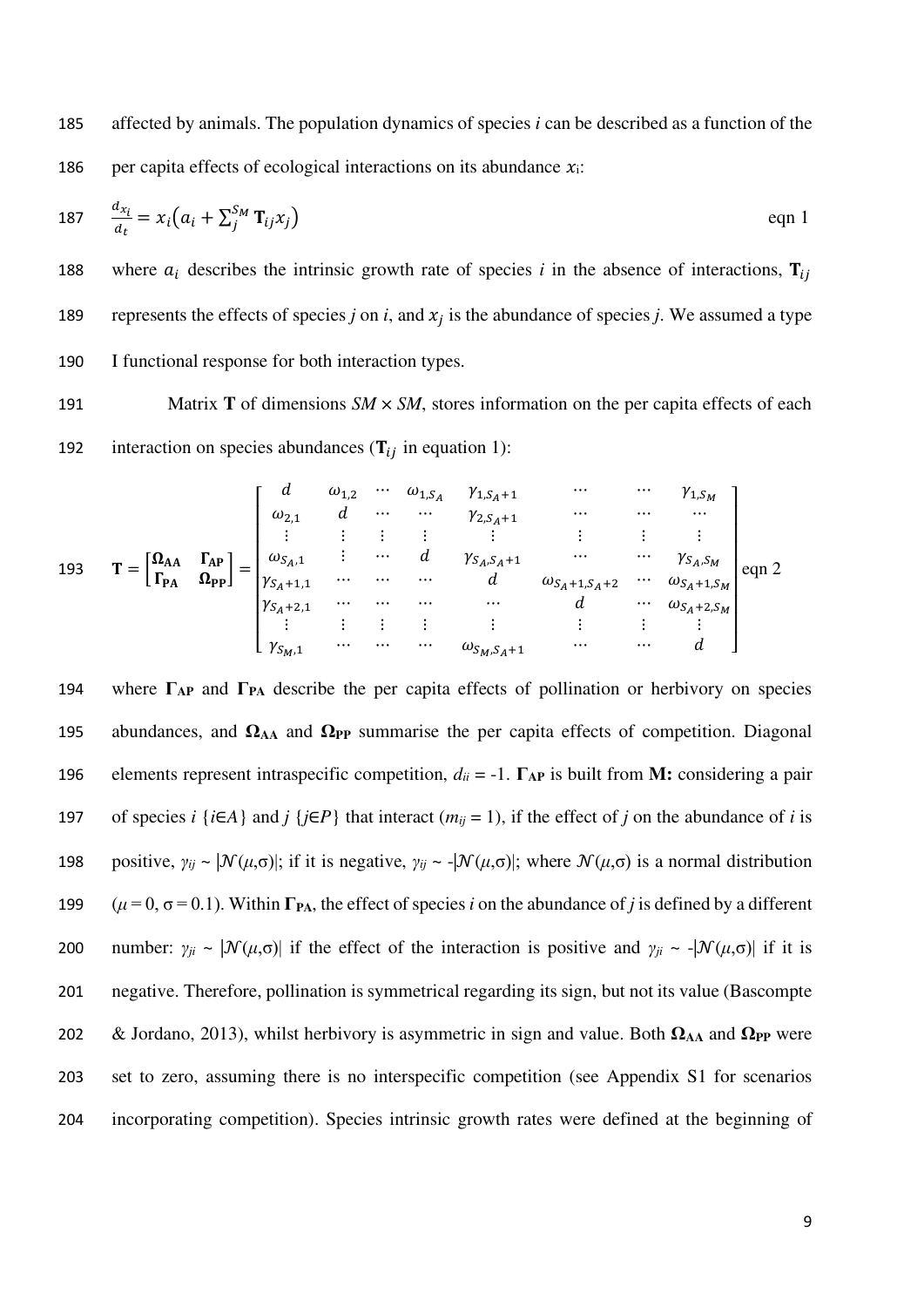affected by animals. The population dynamics of species *i* can be described as a function of the per capita effects of ecological interactions on its abundance $x_i$:

$$\frac{d_{x_i}}{d_t} = x_i\left(a_i + \sum_j^{S_M} \mathbf{T}_{ij} x_j\right) \qquad \text{eqn 1}$$

where $a_i$ describes the intrinsic growth rate of species *i* in the absence of interactions, $\mathbf{T}_{ij}$ represents the effects of species *j* on *i*, and $x_j$ is the abundance of species *j*. We assumed a type I functional response for both interaction types.

Matrix **T** of dimensions *SM* × *SM*, stores information on the per capita effects of each interaction on species abundances ($\mathbf{T}_{ij}$ in equation 1):

$$\mathbf{T} = \begin{bmatrix} \mathbf{\Omega_{AA}} & \mathbf{\Gamma_{AP}} \\ \mathbf{\Gamma_{PA}} & \mathbf{\Omega_{PP}} \end{bmatrix} = \begin{bmatrix} d & \omega_{1,2} & \cdots & \omega_{1,S_A} & \gamma_{1,S_A+1} & \cdots & \cdots & \gamma_{1,S_M} \\ \omega_{2,1} & d & \cdots & \cdots & \gamma_{2,S_A+1} & \cdots & \cdots & \cdots \\ \vdots & \vdots & \vdots & \vdots & \vdots & \vdots & \vdots & \vdots \\ \omega_{S_A,1} & \vdots & \cdots & d & \gamma_{S_A,S_A+1} & \cdots & \cdots & \gamma_{S_A,S_M} \\ \gamma_{S_A+1,1} & \cdots & \cdots & \cdots & d & \omega_{S_A+1,S_A+2} & \cdots & \omega_{S_A+1,S_M} \\ \gamma_{S_A+2,1} & \cdots & \cdots & \cdots & \cdots & d & \cdots & \omega_{S_A+2,S_M} \\ \vdots & \vdots & \vdots & \vdots & \vdots & \vdots & \vdots & \vdots \\ \gamma_{S_M,1} & \cdots & \cdots & \cdots & \omega_{S_M,S_A+1} & \cdots & \cdots & d \end{bmatrix} \qquad \text{eqn 2}$$

where $\mathbf{\Gamma_{AP}}$ and $\mathbf{\Gamma_{PA}}$ describe the per capita effects of pollination or herbivory on species abundances, and $\mathbf{\Omega_{AA}}$ and $\mathbf{\Omega_{PP}}$ summarise the per capita effects of competition. Diagonal elements represent intraspecific competition, $d_{ii} = -1$. $\mathbf{\Gamma_{AP}}$ is built from **M:** considering a pair of species *i* {$i \in A$} and *j* {$j \in P$} that interact ($m_{ij} = 1$), if the effect of *j* on the abundance of *i* is positive, $\gamma_{ij} \sim |\mathcal{N}(\mu,\sigma)|$; if it is negative, $\gamma_{ij} \sim -|\mathcal{N}(\mu,\sigma)|$; where $\mathcal{N}(\mu,\sigma)$ is a normal distribution ($\mu = 0$, $\sigma = 0.1$). Within $\mathbf{\Gamma_{PA}}$, the effect of species *i* on the abundance of *j* is defined by a different number: $\gamma_{ji} \sim |\mathcal{N}(\mu,\sigma)|$ if the effect of the interaction is positive and $\gamma_{ji} \sim -|\mathcal{N}(\mu,\sigma)|$ if it is negative. Therefore, pollination is symmetrical regarding its sign, but not its value (Bascompte & Jordano, 2013), whilst herbivory is asymmetric in sign and value. Both $\mathbf{\Omega_{AA}}$ and $\mathbf{\Omega_{PP}}$ were set to zero, assuming there is no interspecific competition (see Appendix S1 for scenarios incorporating competition). Species intrinsic growth rates were defined at the beginning of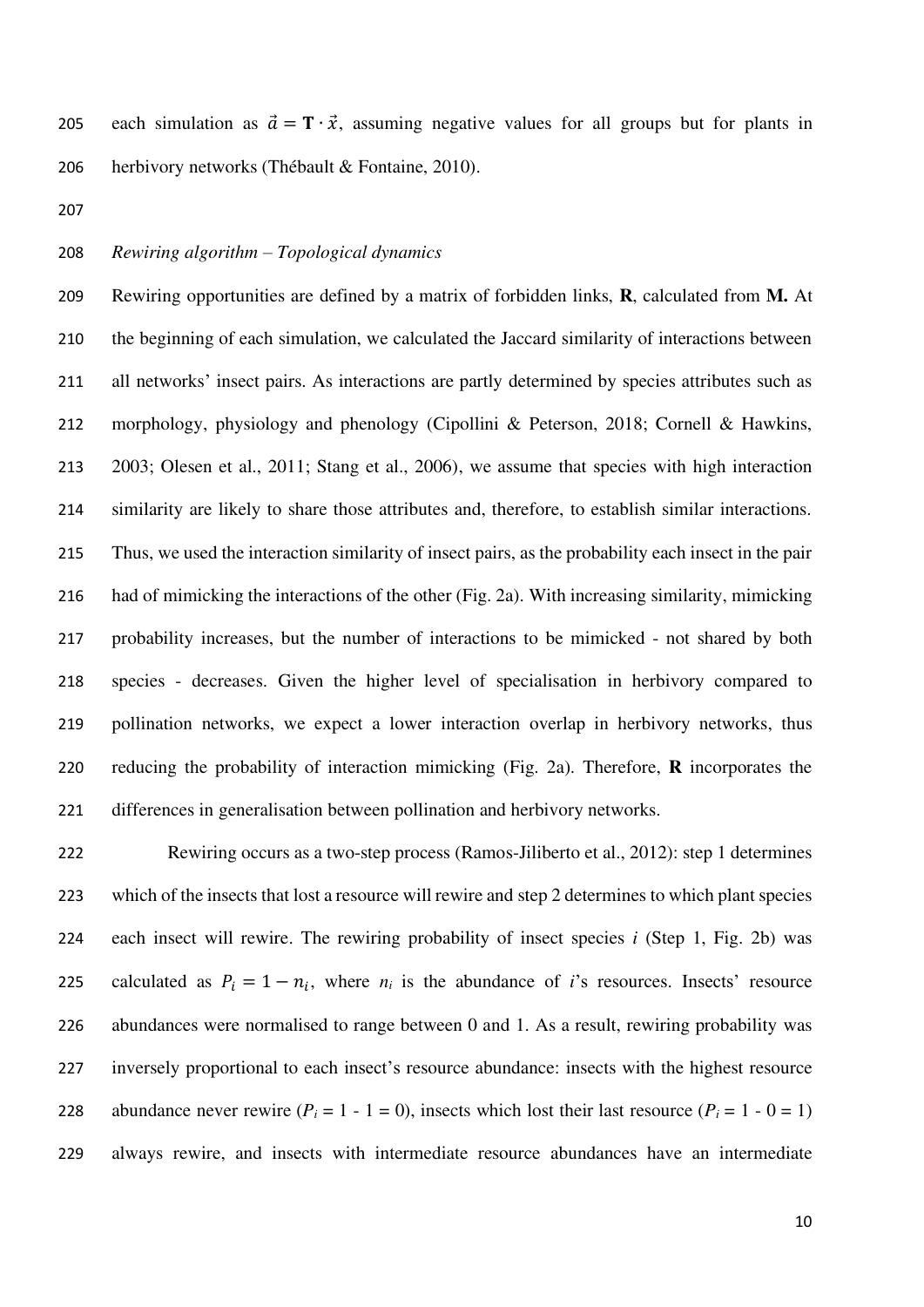each simulation as $\vec{a} = \mathbf{T} \cdot \vec{x}$, assuming negative values for all groups but for plants in herbivory networks (Thébault & Fontaine, 2010).

*Rewiring algorithm – Topological dynamics*

Rewiring opportunities are defined by a matrix of forbidden links, **R**, calculated from **M.** At the beginning of each simulation, we calculated the Jaccard similarity of interactions between all networks' insect pairs. As interactions are partly determined by species attributes such as morphology, physiology and phenology (Cipollini & Peterson, 2018; Cornell & Hawkins, 2003; Olesen et al., 2011; Stang et al., 2006), we assume that species with high interaction similarity are likely to share those attributes and, therefore, to establish similar interactions. Thus, we used the interaction similarity of insect pairs, as the probability each insect in the pair had of mimicking the interactions of the other (Fig. 2a). With increasing similarity, mimicking probability increases, but the number of interactions to be mimicked - not shared by both species - decreases. Given the higher level of specialisation in herbivory compared to pollination networks, we expect a lower interaction overlap in herbivory networks, thus reducing the probability of interaction mimicking (Fig. 2a). Therefore, **R** incorporates the differences in generalisation between pollination and herbivory networks.

Rewiring occurs as a two-step process (Ramos-Jiliberto et al., 2012): step 1 determines which of the insects that lost a resource will rewire and step 2 determines to which plant species each insect will rewire. The rewiring probability of insect species *i* (Step 1, Fig. 2b) was calculated as $P_i = 1 - n_i$, where $n_i$ is the abundance of *i*'s resources. Insects' resource abundances were normalised to range between 0 and 1. As a result, rewiring probability was inversely proportional to each insect's resource abundance: insects with the highest resource abundance never rewire ($P_i$ = 1 - 1 = 0), insects which lost their last resource ($P_i$ = 1 - 0 = 1) always rewire, and insects with intermediate resource abundances have an intermediate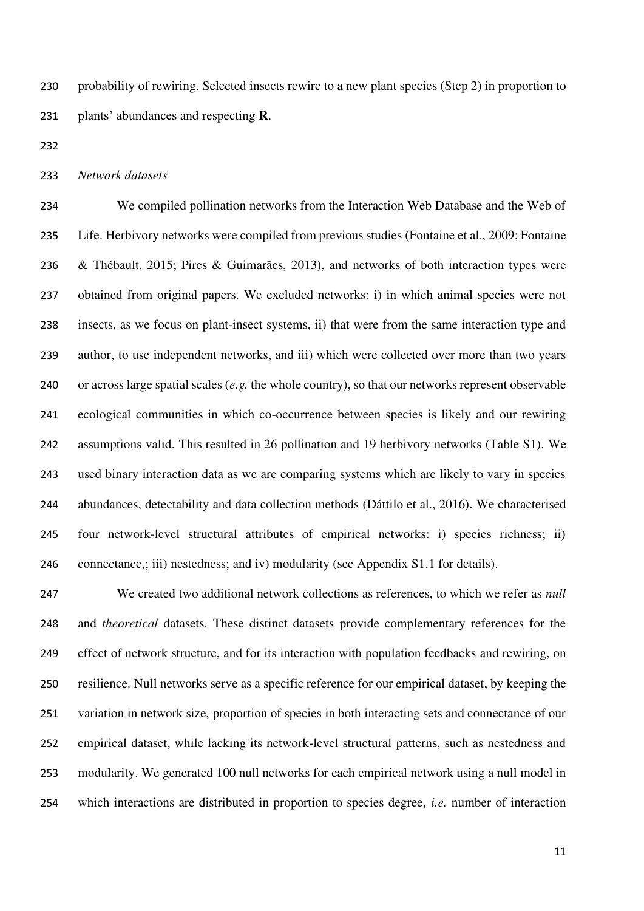probability of rewiring. Selected insects rewire to a new plant species (Step 2) in proportion to plants' abundances and respecting **R**.

*Network datasets*

We compiled pollination networks from the Interaction Web Database and the Web of Life. Herbivory networks were compiled from previous studies (Fontaine et al., 2009; Fontaine & Thébault, 2015; Pires & Guimarães, 2013), and networks of both interaction types were obtained from original papers. We excluded networks: i) in which animal species were not insects, as we focus on plant-insect systems, ii) that were from the same interaction type and author, to use independent networks, and iii) which were collected over more than two years or across large spatial scales (*e.g.* the whole country), so that our networks represent observable ecological communities in which co-occurrence between species is likely and our rewiring assumptions valid. This resulted in 26 pollination and 19 herbivory networks (Table S1). We used binary interaction data as we are comparing systems which are likely to vary in species abundances, detectability and data collection methods (Dáttilo et al., 2016). We characterised four network-level structural attributes of empirical networks: i) species richness; ii) connectance,; iii) nestedness; and iv) modularity (see Appendix S1.1 for details).

We created two additional network collections as references, to which we refer as *null* and *theoretical* datasets. These distinct datasets provide complementary references for the effect of network structure, and for its interaction with population feedbacks and rewiring, on resilience. Null networks serve as a specific reference for our empirical dataset, by keeping the variation in network size, proportion of species in both interacting sets and connectance of our empirical dataset, while lacking its network-level structural patterns, such as nestedness and modularity. We generated 100 null networks for each empirical network using a null model in which interactions are distributed in proportion to species degree, *i.e.* number of interaction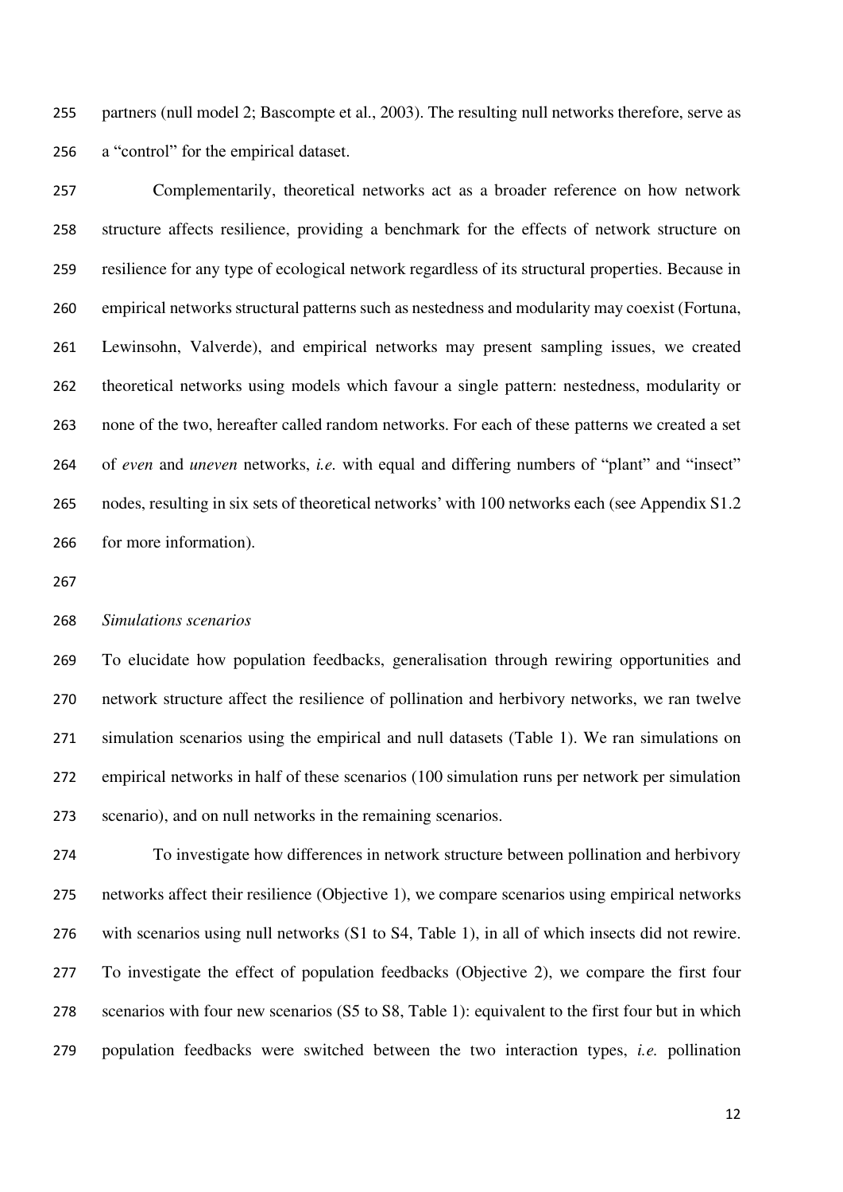partners (null model 2; Bascompte et al., 2003). The resulting null networks therefore, serve as a "control" for the empirical dataset.

Complementarily, theoretical networks act as a broader reference on how network structure affects resilience, providing a benchmark for the effects of network structure on resilience for any type of ecological network regardless of its structural properties. Because in empirical networks structural patterns such as nestedness and modularity may coexist (Fortuna, Lewinsohn, Valverde), and empirical networks may present sampling issues, we created theoretical networks using models which favour a single pattern: nestedness, modularity or none of the two, hereafter called random networks. For each of these patterns we created a set of *even* and *uneven* networks, *i.e.* with equal and differing numbers of "plant" and "insect" nodes, resulting in six sets of theoretical networks' with 100 networks each (see Appendix S1.2 for more information).

*Simulations scenarios*

To elucidate how population feedbacks, generalisation through rewiring opportunities and network structure affect the resilience of pollination and herbivory networks, we ran twelve simulation scenarios using the empirical and null datasets (Table 1). We ran simulations on empirical networks in half of these scenarios (100 simulation runs per network per simulation scenario), and on null networks in the remaining scenarios.

To investigate how differences in network structure between pollination and herbivory networks affect their resilience (Objective 1), we compare scenarios using empirical networks with scenarios using null networks (S1 to S4, Table 1), in all of which insects did not rewire. To investigate the effect of population feedbacks (Objective 2), we compare the first four scenarios with four new scenarios (S5 to S8, Table 1): equivalent to the first four but in which population feedbacks were switched between the two interaction types, *i.e.* pollination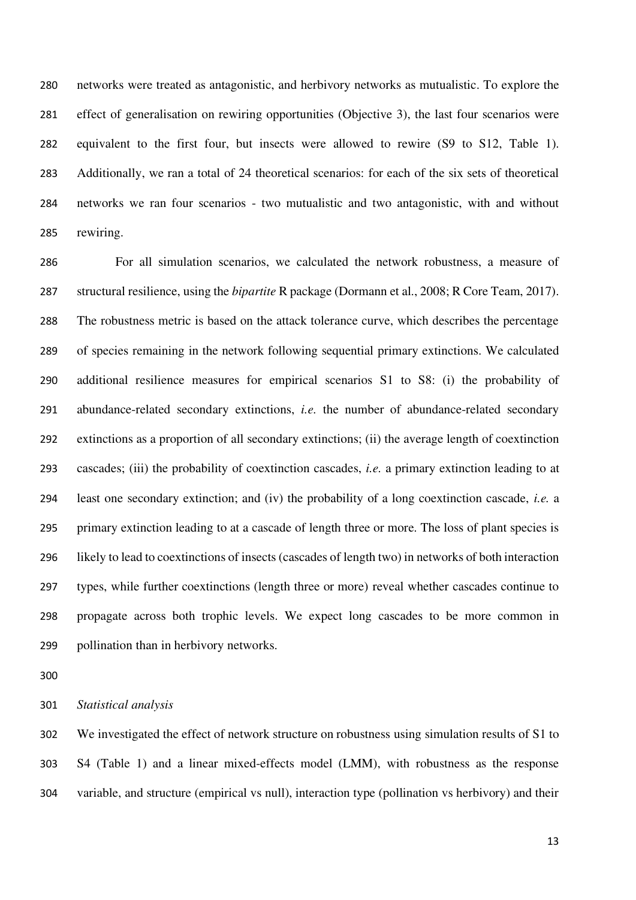networks were treated as antagonistic, and herbivory networks as mutualistic. To explore the effect of generalisation on rewiring opportunities (Objective 3), the last four scenarios were equivalent to the first four, but insects were allowed to rewire (S9 to S12, Table 1). Additionally, we ran a total of 24 theoretical scenarios: for each of the six sets of theoretical networks we ran four scenarios - two mutualistic and two antagonistic, with and without rewiring.

For all simulation scenarios, we calculated the network robustness, a measure of structural resilience, using the *bipartite* R package (Dormann et al., 2008; R Core Team, 2017). The robustness metric is based on the attack tolerance curve, which describes the percentage of species remaining in the network following sequential primary extinctions. We calculated additional resilience measures for empirical scenarios S1 to S8: (i) the probability of abundance-related secondary extinctions, *i.e.* the number of abundance-related secondary extinctions as a proportion of all secondary extinctions; (ii) the average length of coextinction cascades; (iii) the probability of coextinction cascades, *i.e.* a primary extinction leading to at least one secondary extinction; and (iv) the probability of a long coextinction cascade, *i.e.* a primary extinction leading to at a cascade of length three or more. The loss of plant species is likely to lead to coextinctions of insects (cascades of length two) in networks of both interaction types, while further coextinctions (length three or more) reveal whether cascades continue to propagate across both trophic levels. We expect long cascades to be more common in pollination than in herbivory networks.

*Statistical analysis*

We investigated the effect of network structure on robustness using simulation results of S1 to S4 (Table 1) and a linear mixed-effects model (LMM), with robustness as the response variable, and structure (empirical vs null), interaction type (pollination vs herbivory) and their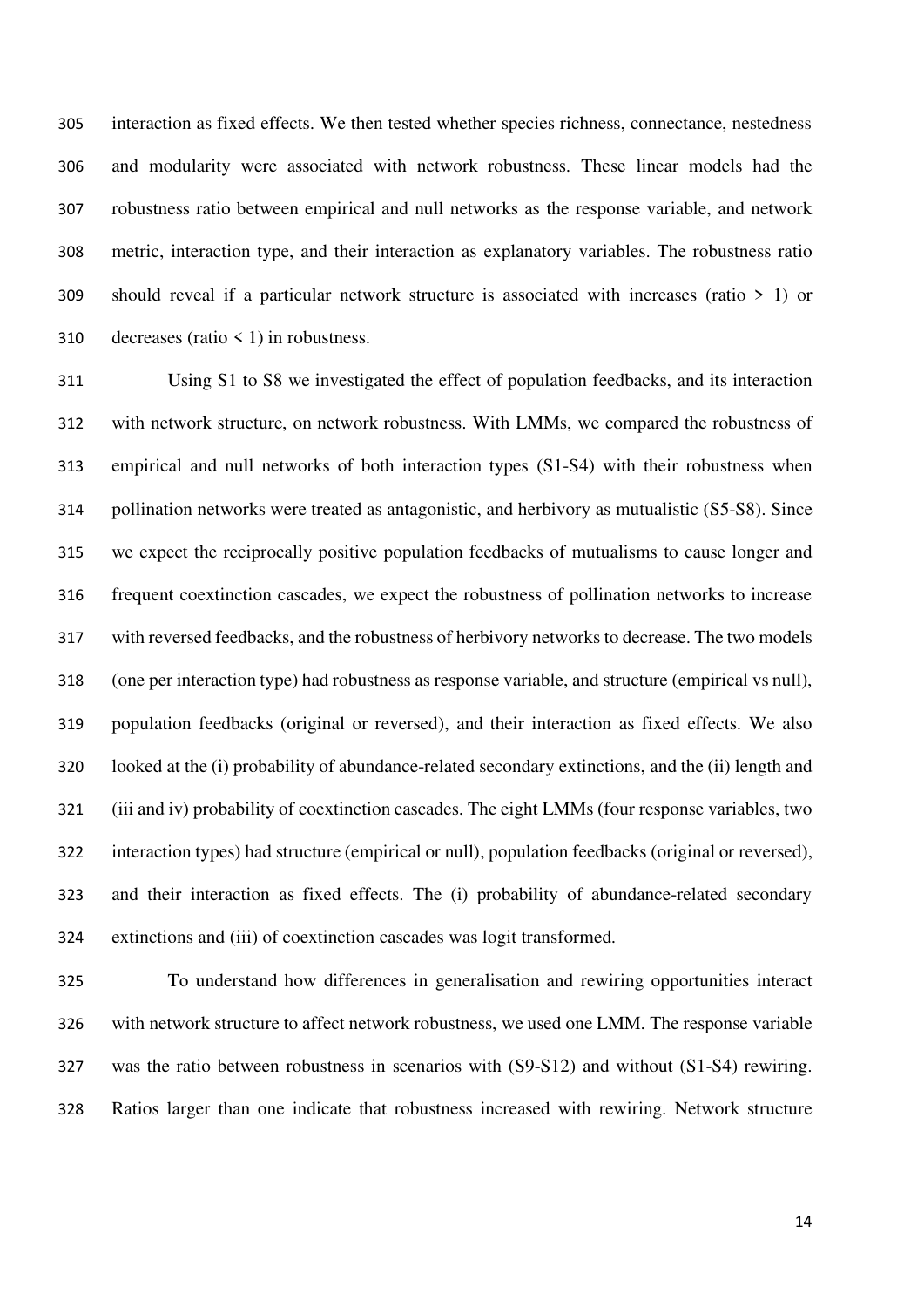interaction as fixed effects. We then tested whether species richness, connectance, nestedness and modularity were associated with network robustness. These linear models had the robustness ratio between empirical and null networks as the response variable, and network metric, interaction type, and their interaction as explanatory variables. The robustness ratio should reveal if a particular network structure is associated with increases (ratio > 1) or decreases (ratio < 1) in robustness.

Using S1 to S8 we investigated the effect of population feedbacks, and its interaction with network structure, on network robustness. With LMMs, we compared the robustness of empirical and null networks of both interaction types (S1-S4) with their robustness when pollination networks were treated as antagonistic, and herbivory as mutualistic (S5-S8). Since we expect the reciprocally positive population feedbacks of mutualisms to cause longer and frequent coextinction cascades, we expect the robustness of pollination networks to increase with reversed feedbacks, and the robustness of herbivory networks to decrease. The two models (one per interaction type) had robustness as response variable, and structure (empirical vs null), population feedbacks (original or reversed), and their interaction as fixed effects. We also looked at the (i) probability of abundance-related secondary extinctions, and the (ii) length and (iii and iv) probability of coextinction cascades. The eight LMMs (four response variables, two interaction types) had structure (empirical or null), population feedbacks (original or reversed), and their interaction as fixed effects. The (i) probability of abundance-related secondary extinctions and (iii) of coextinction cascades was logit transformed.

To understand how differences in generalisation and rewiring opportunities interact with network structure to affect network robustness, we used one LMM. The response variable was the ratio between robustness in scenarios with (S9-S12) and without (S1-S4) rewiring. Ratios larger than one indicate that robustness increased with rewiring. Network structure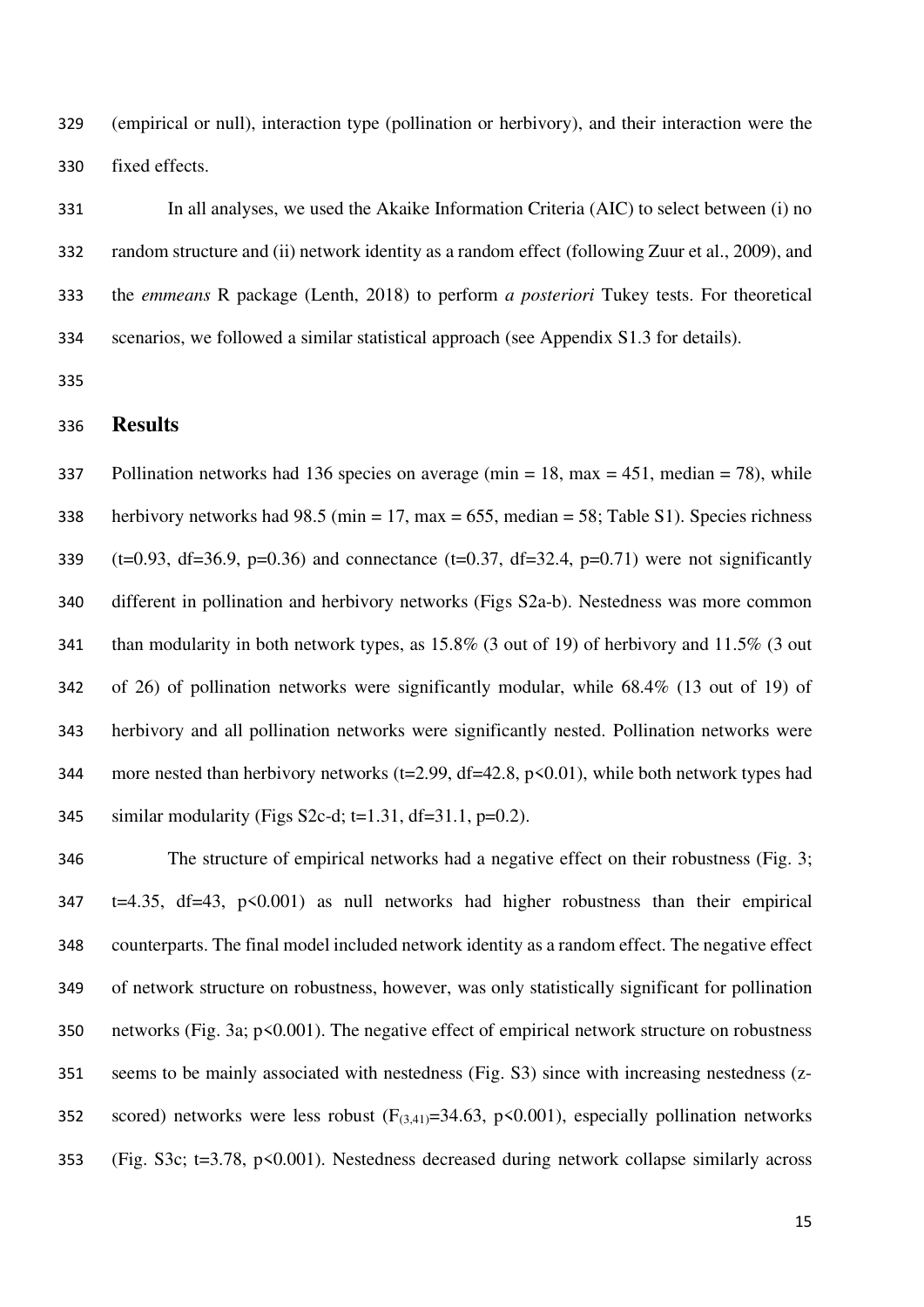(empirical or null), interaction type (pollination or herbivory), and their interaction were the fixed effects.

In all analyses, we used the Akaike Information Criteria (AIC) to select between (i) no random structure and (ii) network identity as a random effect (following Zuur et al., 2009), and the *emmeans* R package (Lenth, 2018) to perform *a posteriori* Tukey tests. For theoretical scenarios, we followed a similar statistical approach (see Appendix S1.3 for details).

## Results

Pollination networks had 136 species on average (min = 18, max = 451, median = 78), while herbivory networks had 98.5 (min = 17, max = 655, median = 58; Table S1). Species richness (t=0.93, df=36.9, p=0.36) and connectance (t=0.37, df=32.4, p=0.71) were not significantly different in pollination and herbivory networks (Figs S2a-b). Nestedness was more common than modularity in both network types, as 15.8% (3 out of 19) of herbivory and 11.5% (3 out of 26) of pollination networks were significantly modular, while 68.4% (13 out of 19) of herbivory and all pollination networks were significantly nested. Pollination networks were more nested than herbivory networks (t=2.99, df=42.8, $p<0.01$), while both network types had similar modularity (Figs S2c-d; t=1.31, df=31.1, p=0.2).

The structure of empirical networks had a negative effect on their robustness (Fig. 3; t=4.35, df=43, $p<0.001$) as null networks had higher robustness than their empirical counterparts. The final model included network identity as a random effect. The negative effect of network structure on robustness, however, was only statistically significant for pollination networks (Fig. 3a; $p<0.001$). The negative effect of empirical network structure on robustness seems to be mainly associated with nestedness (Fig. S3) since with increasing nestedness (z-scored) networks were less robust ($F_{(3,41)}=34.63$, $p<0.001$), especially pollination networks (Fig. S3c; t=3.78, $p<0.001$). Nestedness decreased during network collapse similarly across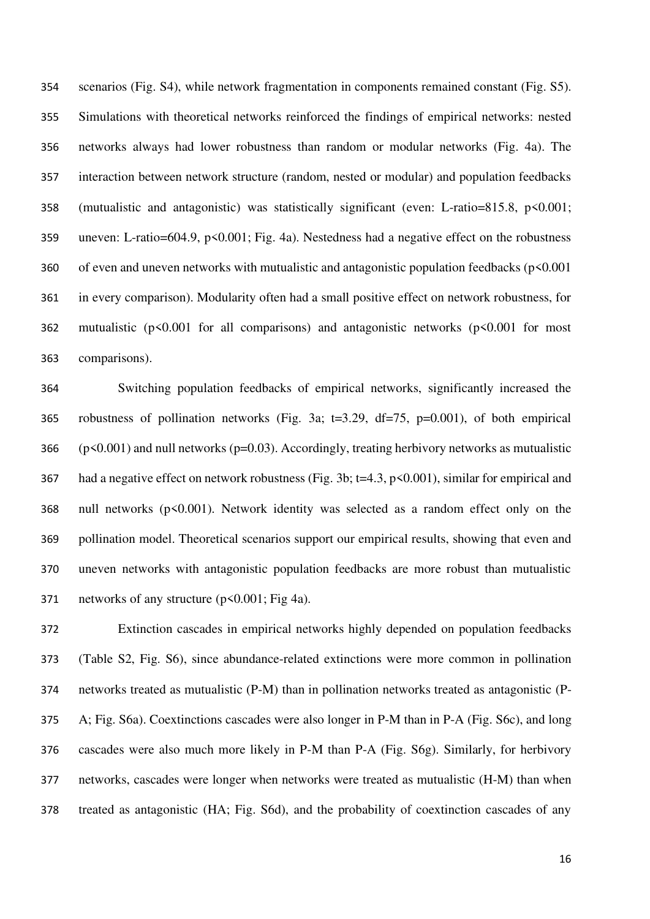scenarios (Fig. S4), while network fragmentation in components remained constant (Fig. S5). Simulations with theoretical networks reinforced the findings of empirical networks: nested networks always had lower robustness than random or modular networks (Fig. 4a). The interaction between network structure (random, nested or modular) and population feedbacks (mutualistic and antagonistic) was statistically significant (even: L-ratio=815.8, $p<0.001$; uneven: L-ratio=604.9, $p<0.001$; Fig. 4a). Nestedness had a negative effect on the robustness of even and uneven networks with mutualistic and antagonistic population feedbacks ($p<0.001$ in every comparison). Modularity often had a small positive effect on network robustness, for mutualistic ($p<0.001$ for all comparisons) and antagonistic networks ($p<0.001$ for most comparisons).

Switching population feedbacks of empirical networks, significantly increased the robustness of pollination networks (Fig. 3a; $t=3.29$, $df=75$, $p=0.001$), of both empirical ($p<0.001$) and null networks ($p=0.03$). Accordingly, treating herbivory networks as mutualistic had a negative effect on network robustness (Fig. 3b; $t=4.3$, $p<0.001$), similar for empirical and null networks ($p<0.001$). Network identity was selected as a random effect only on the pollination model. Theoretical scenarios support our empirical results, showing that even and uneven networks with antagonistic population feedbacks are more robust than mutualistic networks of any structure ($p<0.001$; Fig 4a).

Extinction cascades in empirical networks highly depended on population feedbacks (Table S2, Fig. S6), since abundance-related extinctions were more common in pollination networks treated as mutualistic (P-M) than in pollination networks treated as antagonistic (P-A; Fig. S6a). Coextinctions cascades were also longer in P-M than in P-A (Fig. S6c), and long cascades were also much more likely in P-M than P-A (Fig. S6g). Similarly, for herbivory networks, cascades were longer when networks were treated as mutualistic (H-M) than when treated as antagonistic (HA; Fig. S6d), and the probability of coextinction cascades of any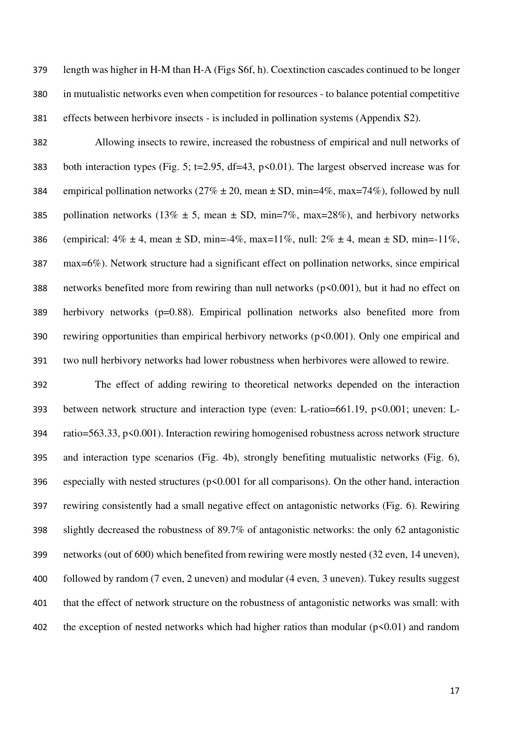length was higher in H-M than H-A (Figs S6f, h). Coextinction cascades continued to be longer in mutualistic networks even when competition for resources - to balance potential competitive effects between herbivore insects - is included in pollination systems (Appendix S2).

Allowing insects to rewire, increased the robustness of empirical and null networks of both interaction types (Fig. 5; t=2.95, df=43, $p<0.01$). The largest observed increase was for empirical pollination networks (27% ± 20, mean ± SD, min=4%, max=74%), followed by null pollination networks (13% ± 5, mean ± SD, min=7%, max=28%), and herbivory networks (empirical: 4% ± 4, mean ± SD, min=-4%, max=11%, null: 2% ± 4, mean ± SD, min=-11%, max=6%). Network structure had a significant effect on pollination networks, since empirical networks benefited more from rewiring than null networks ($p<0.001$), but it had no effect on herbivory networks (p=0.88). Empirical pollination networks also benefited more from rewiring opportunities than empirical herbivory networks ($p<0.001$). Only one empirical and two null herbivory networks had lower robustness when herbivores were allowed to rewire.

The effect of adding rewiring to theoretical networks depended on the interaction between network structure and interaction type (even: L-ratio=661.19, $p<0.001$; uneven: L-ratio=563.33, $p<0.001$). Interaction rewiring homogenised robustness across network structure and interaction type scenarios (Fig. 4b), strongly benefiting mutualistic networks (Fig. 6), especially with nested structures ($p<0.001$ for all comparisons). On the other hand, interaction rewiring consistently had a small negative effect on antagonistic networks (Fig. 6). Rewiring slightly decreased the robustness of 89.7% of antagonistic networks: the only 62 antagonistic networks (out of 600) which benefited from rewiring were mostly nested (32 even, 14 uneven), followed by random (7 even, 2 uneven) and modular (4 even, 3 uneven). Tukey results suggest that the effect of network structure on the robustness of antagonistic networks was small: with the exception of nested networks which had higher ratios than modular ($p<0.01$) and random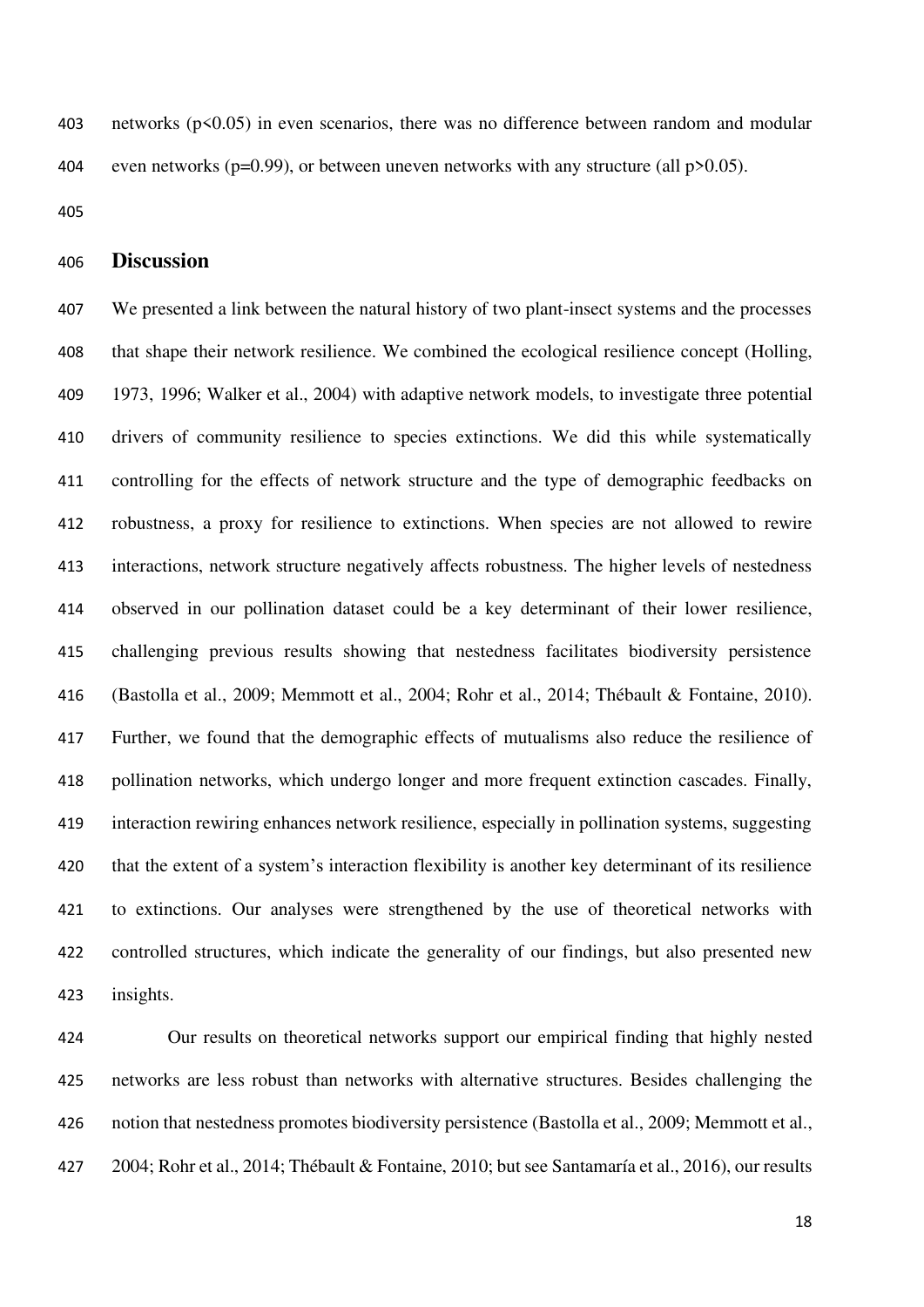networks ($p<0.05$) in even scenarios, there was no difference between random and modular even networks ($p=0.99$), or between uneven networks with any structure (all $p>0.05$).

## Discussion

We presented a link between the natural history of two plant-insect systems and the processes that shape their network resilience. We combined the ecological resilience concept (Holling, 1973, 1996; Walker et al., 2004) with adaptive network models, to investigate three potential drivers of community resilience to species extinctions. We did this while systematically controlling for the effects of network structure and the type of demographic feedbacks on robustness, a proxy for resilience to extinctions. When species are not allowed to rewire interactions, network structure negatively affects robustness. The higher levels of nestedness observed in our pollination dataset could be a key determinant of their lower resilience, challenging previous results showing that nestedness facilitates biodiversity persistence (Bastolla et al., 2009; Memmott et al., 2004; Rohr et al., 2014; Thébault & Fontaine, 2010). Further, we found that the demographic effects of mutualisms also reduce the resilience of pollination networks, which undergo longer and more frequent extinction cascades. Finally, interaction rewiring enhances network resilience, especially in pollination systems, suggesting that the extent of a system's interaction flexibility is another key determinant of its resilience to extinctions. Our analyses were strengthened by the use of theoretical networks with controlled structures, which indicate the generality of our findings, but also presented new insights.

Our results on theoretical networks support our empirical finding that highly nested networks are less robust than networks with alternative structures. Besides challenging the notion that nestedness promotes biodiversity persistence (Bastolla et al., 2009; Memmott et al., 2004; Rohr et al., 2014; Thébault & Fontaine, 2010; but see Santamaría et al., 2016), our results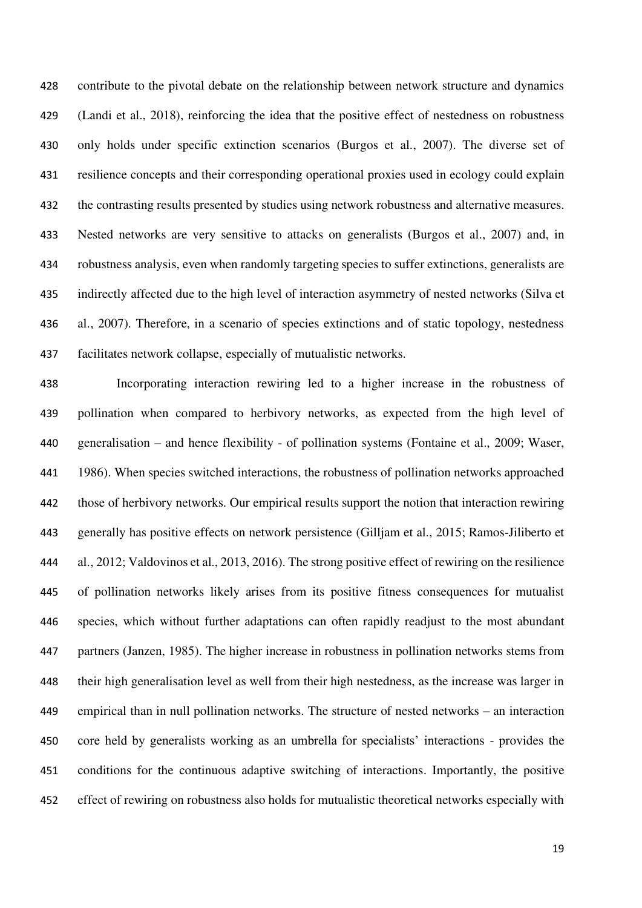contribute to the pivotal debate on the relationship between network structure and dynamics (Landi et al., 2018), reinforcing the idea that the positive effect of nestedness on robustness only holds under specific extinction scenarios (Burgos et al., 2007). The diverse set of resilience concepts and their corresponding operational proxies used in ecology could explain the contrasting results presented by studies using network robustness and alternative measures. Nested networks are very sensitive to attacks on generalists (Burgos et al., 2007) and, in robustness analysis, even when randomly targeting species to suffer extinctions, generalists are indirectly affected due to the high level of interaction asymmetry of nested networks (Silva et al., 2007). Therefore, in a scenario of species extinctions and of static topology, nestedness facilitates network collapse, especially of mutualistic networks.

Incorporating interaction rewiring led to a higher increase in the robustness of pollination when compared to herbivory networks, as expected from the high level of generalisation – and hence flexibility - of pollination systems (Fontaine et al., 2009; Waser, 1986). When species switched interactions, the robustness of pollination networks approached those of herbivory networks. Our empirical results support the notion that interaction rewiring generally has positive effects on network persistence (Gilljam et al., 2015; Ramos-Jiliberto et al., 2012; Valdovinos et al., 2013, 2016). The strong positive effect of rewiring on the resilience of pollination networks likely arises from its positive fitness consequences for mutualist species, which without further adaptations can often rapidly readjust to the most abundant partners (Janzen, 1985). The higher increase in robustness in pollination networks stems from their high generalisation level as well from their high nestedness, as the increase was larger in empirical than in null pollination networks. The structure of nested networks – an interaction core held by generalists working as an umbrella for specialists' interactions - provides the conditions for the continuous adaptive switching of interactions. Importantly, the positive effect of rewiring on robustness also holds for mutualistic theoretical networks especially with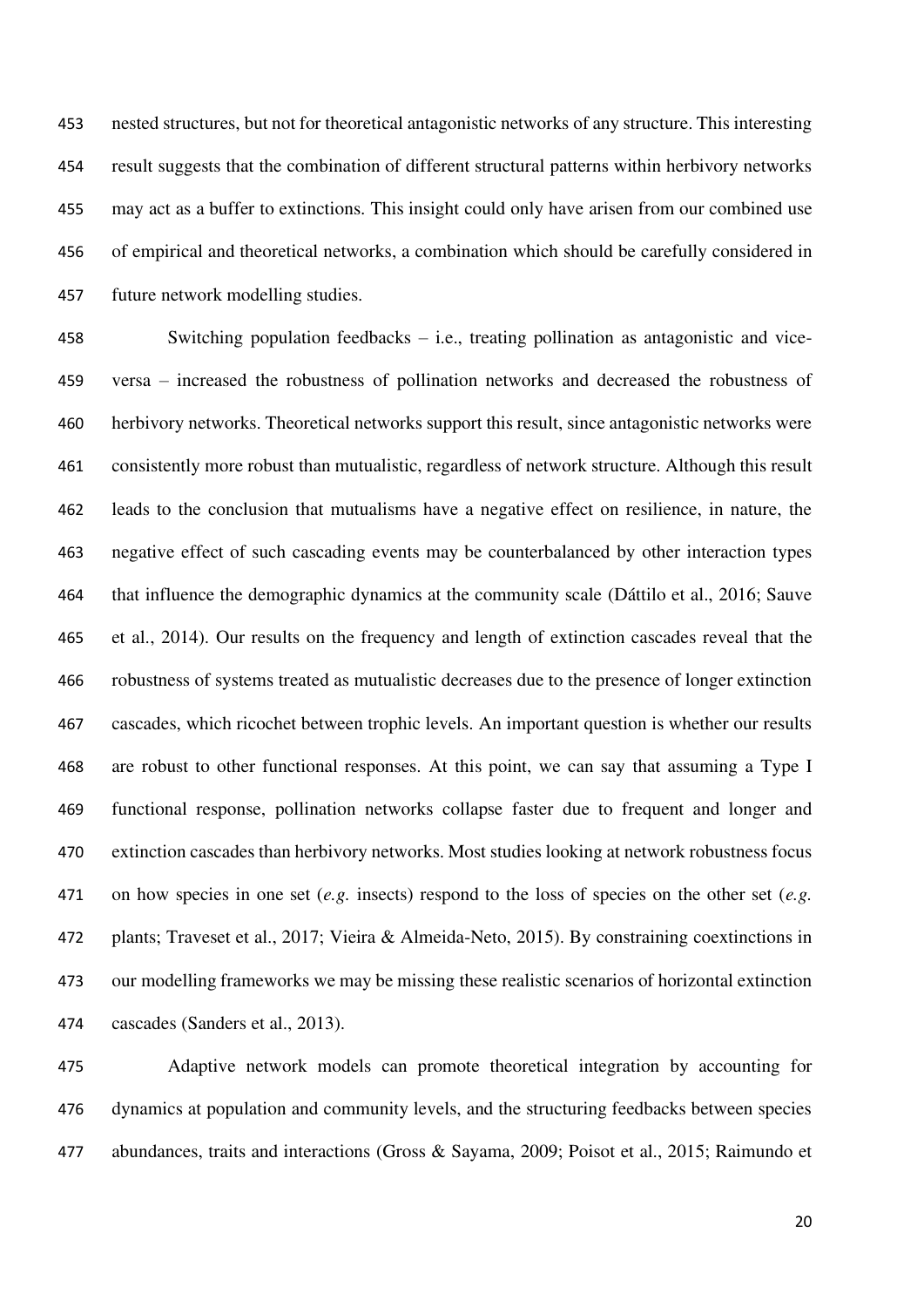nested structures, but not for theoretical antagonistic networks of any structure. This interesting result suggests that the combination of different structural patterns within herbivory networks may act as a buffer to extinctions. This insight could only have arisen from our combined use of empirical and theoretical networks, a combination which should be carefully considered in future network modelling studies.

Switching population feedbacks – i.e., treating pollination as antagonistic and vice-versa – increased the robustness of pollination networks and decreased the robustness of herbivory networks. Theoretical networks support this result, since antagonistic networks were consistently more robust than mutualistic, regardless of network structure. Although this result leads to the conclusion that mutualisms have a negative effect on resilience, in nature, the negative effect of such cascading events may be counterbalanced by other interaction types that influence the demographic dynamics at the community scale (Dáttilo et al., 2016; Sauve et al., 2014). Our results on the frequency and length of extinction cascades reveal that the robustness of systems treated as mutualistic decreases due to the presence of longer extinction cascades, which ricochet between trophic levels. An important question is whether our results are robust to other functional responses. At this point, we can say that assuming a Type I functional response, pollination networks collapse faster due to frequent and longer and extinction cascades than herbivory networks. Most studies looking at network robustness focus on how species in one set (*e.g.* insects) respond to the loss of species on the other set (*e.g.* plants; Traveset et al., 2017; Vieira & Almeida-Neto, 2015). By constraining coextinctions in our modelling frameworks we may be missing these realistic scenarios of horizontal extinction cascades (Sanders et al., 2013).

Adaptive network models can promote theoretical integration by accounting for dynamics at population and community levels, and the structuring feedbacks between species abundances, traits and interactions (Gross & Sayama, 2009; Poisot et al., 2015; Raimundo et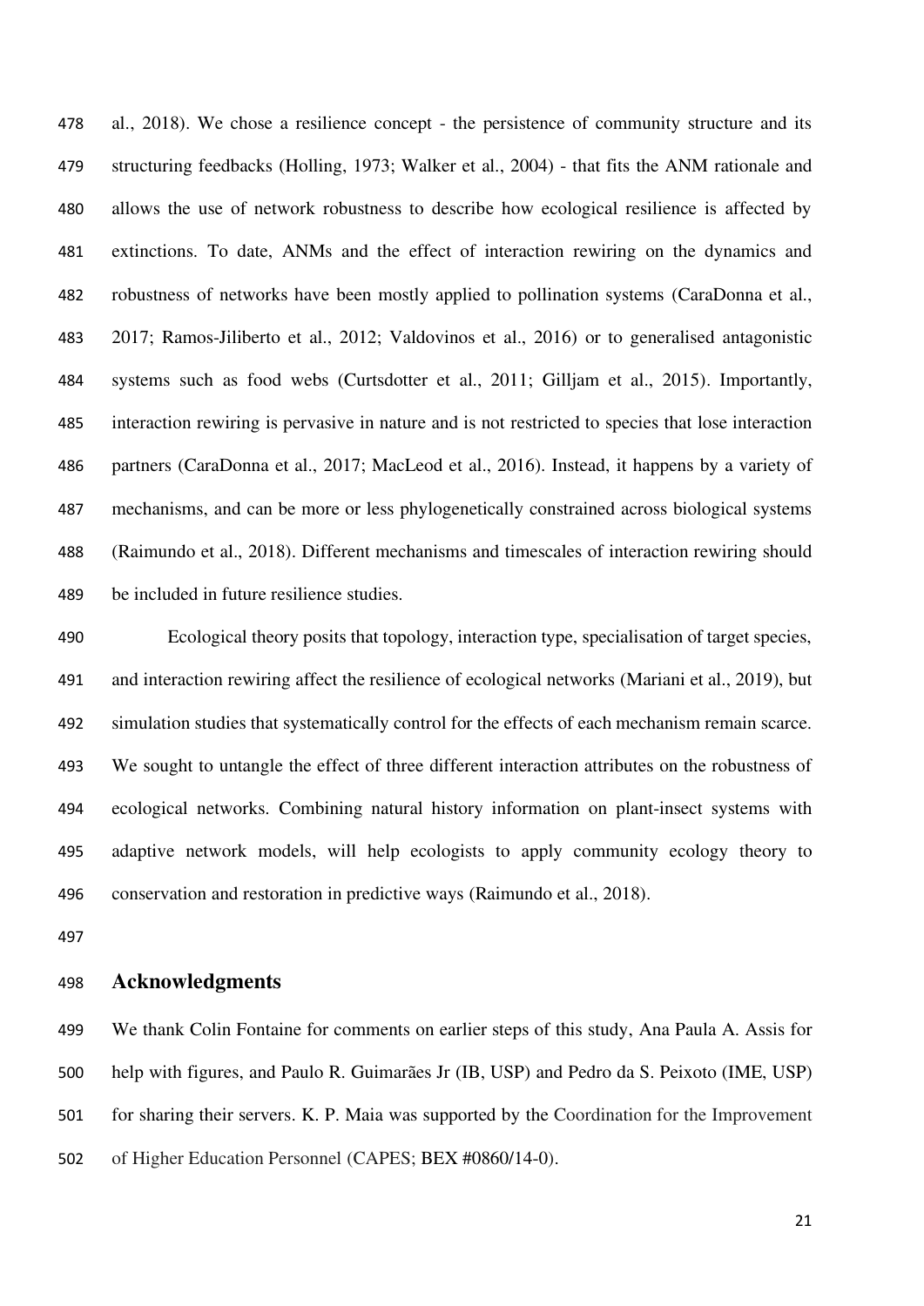al., 2018). We chose a resilience concept - the persistence of community structure and its structuring feedbacks (Holling, 1973; Walker et al., 2004) - that fits the ANM rationale and allows the use of network robustness to describe how ecological resilience is affected by extinctions. To date, ANMs and the effect of interaction rewiring on the dynamics and robustness of networks have been mostly applied to pollination systems (CaraDonna et al., 2017; Ramos-Jiliberto et al., 2012; Valdovinos et al., 2016) or to generalised antagonistic systems such as food webs (Curtsdotter et al., 2011; Gilljam et al., 2015). Importantly, interaction rewiring is pervasive in nature and is not restricted to species that lose interaction partners (CaraDonna et al., 2017; MacLeod et al., 2016). Instead, it happens by a variety of mechanisms, and can be more or less phylogenetically constrained across biological systems (Raimundo et al., 2018). Different mechanisms and timescales of interaction rewiring should be included in future resilience studies.

Ecological theory posits that topology, interaction type, specialisation of target species, and interaction rewiring affect the resilience of ecological networks (Mariani et al., 2019), but simulation studies that systematically control for the effects of each mechanism remain scarce. We sought to untangle the effect of three different interaction attributes on the robustness of ecological networks. Combining natural history information on plant-insect systems with adaptive network models, will help ecologists to apply community ecology theory to conservation and restoration in predictive ways (Raimundo et al., 2018).

## Acknowledgments

We thank Colin Fontaine for comments on earlier steps of this study, Ana Paula A. Assis for help with figures, and Paulo R. Guimarães Jr (IB, USP) and Pedro da S. Peixoto (IME, USP) for sharing their servers. K. P. Maia was supported by the Coordination for the Improvement of Higher Education Personnel (CAPES; BEX #0860/14-0).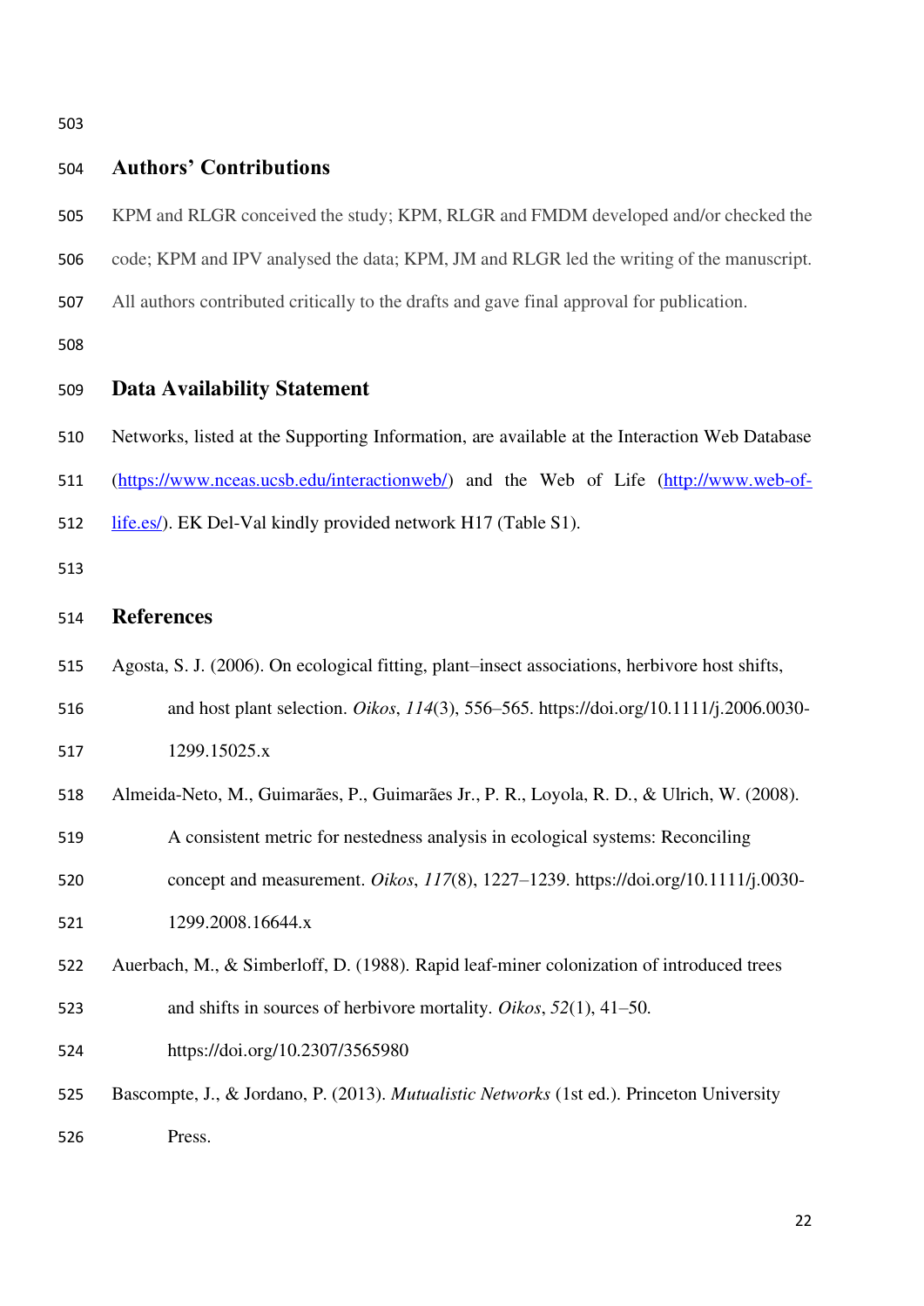## Authors' Contributions

KPM and RLGR conceived the study; KPM, RLGR and FMDM developed and/or checked the code; KPM and IPV analysed the data; KPM, JM and RLGR led the writing of the manuscript. All authors contributed critically to the drafts and gave final approval for publication.

## Data Availability Statement

Networks, listed at the Supporting Information, are available at the Interaction Web Database (https://www.nceas.ucsb.edu/interactionweb/) and the Web of Life (http://www.web-of-life.es/). EK Del-Val kindly provided network H17 (Table S1).

## References

Agosta, S. J. (2006). On ecological fitting, plant–insect associations, herbivore host shifts, and host plant selection. *Oikos*, *114*(3), 556–565. https://doi.org/10.1111/j.2006.0030-1299.15025.x

Almeida-Neto, M., Guimarães, P., Guimarães Jr., P. R., Loyola, R. D., & Ulrich, W. (2008). A consistent metric for nestedness analysis in ecological systems: Reconciling concept and measurement. *Oikos*, *117*(8), 1227–1239. https://doi.org/10.1111/j.0030-1299.2008.16644.x

Auerbach, M., & Simberloff, D. (1988). Rapid leaf-miner colonization of introduced trees and shifts in sources of herbivore mortality. *Oikos*, *52*(1), 41–50. https://doi.org/10.2307/3565980

Bascompte, J., & Jordano, P. (2013). *Mutualistic Networks* (1st ed.). Princeton University Press.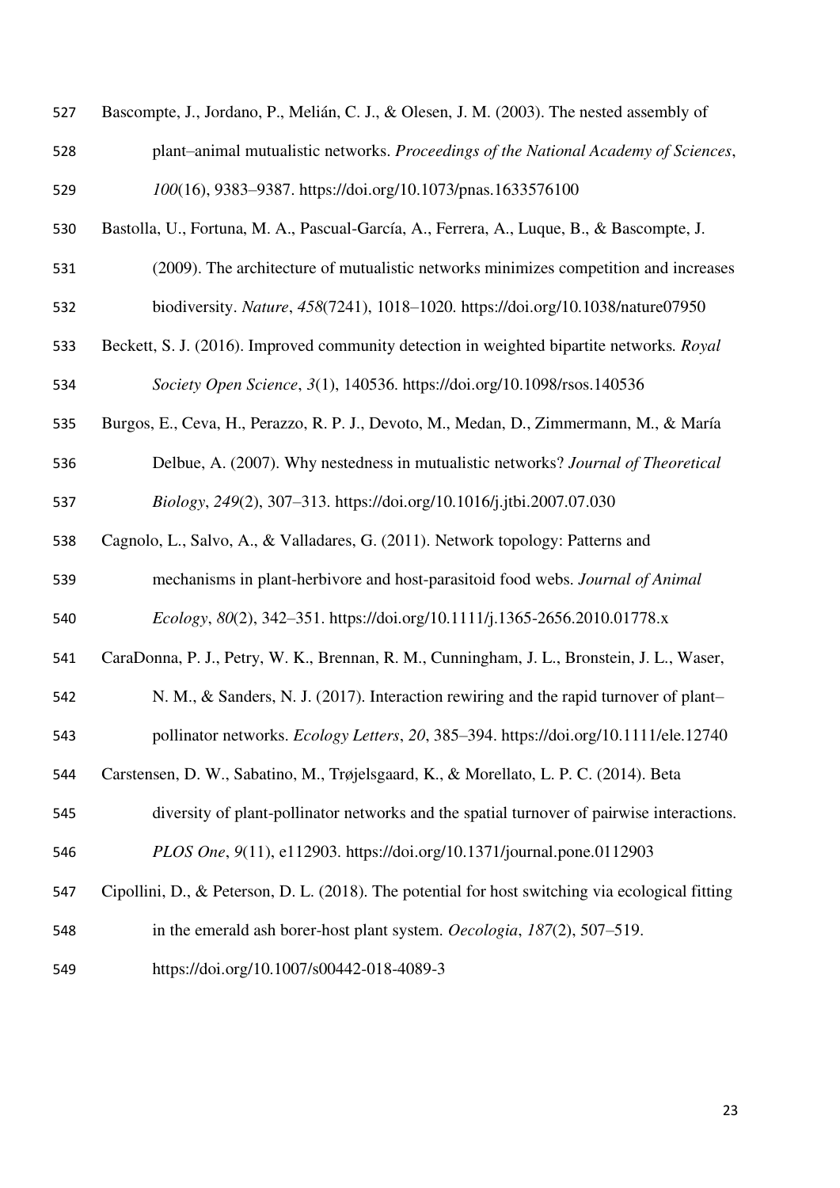Bascompte, J., Jordano, P., Melián, C. J., & Olesen, J. M. (2003). The nested assembly of plant–animal mutualistic networks. *Proceedings of the National Academy of Sciences*, *100*(16), 9383–9387. https://doi.org/10.1073/pnas.1633576100

Bastolla, U., Fortuna, M. A., Pascual-García, A., Ferrera, A., Luque, B., & Bascompte, J. (2009). The architecture of mutualistic networks minimizes competition and increases biodiversity. *Nature*, *458*(7241), 1018–1020. https://doi.org/10.1038/nature07950

Beckett, S. J. (2016). Improved community detection in weighted bipartite networks. *Royal Society Open Science*, *3*(1), 140536. https://doi.org/10.1098/rsos.140536

Burgos, E., Ceva, H., Perazzo, R. P. J., Devoto, M., Medan, D., Zimmermann, M., & María Delbue, A. (2007). Why nestedness in mutualistic networks? *Journal of Theoretical Biology*, *249*(2), 307–313. https://doi.org/10.1016/j.jtbi.2007.07.030

Cagnolo, L., Salvo, A., & Valladares, G. (2011). Network topology: Patterns and mechanisms in plant-herbivore and host-parasitoid food webs. *Journal of Animal Ecology*, *80*(2), 342–351. https://doi.org/10.1111/j.1365-2656.2010.01778.x

CaraDonna, P. J., Petry, W. K., Brennan, R. M., Cunningham, J. L., Bronstein, J. L., Waser, N. M., & Sanders, N. J. (2017). Interaction rewiring and the rapid turnover of plant–pollinator networks. *Ecology Letters*, *20*, 385–394. https://doi.org/10.1111/ele.12740

Carstensen, D. W., Sabatino, M., Trøjelsgaard, K., & Morellato, L. P. C. (2014). Beta diversity of plant-pollinator networks and the spatial turnover of pairwise interactions. *PLOS One*, *9*(11), e112903. https://doi.org/10.1371/journal.pone.0112903

Cipollini, D., & Peterson, D. L. (2018). The potential for host switching via ecological fitting in the emerald ash borer-host plant system. *Oecologia*, *187*(2), 507–519. https://doi.org/10.1007/s00442-018-4089-3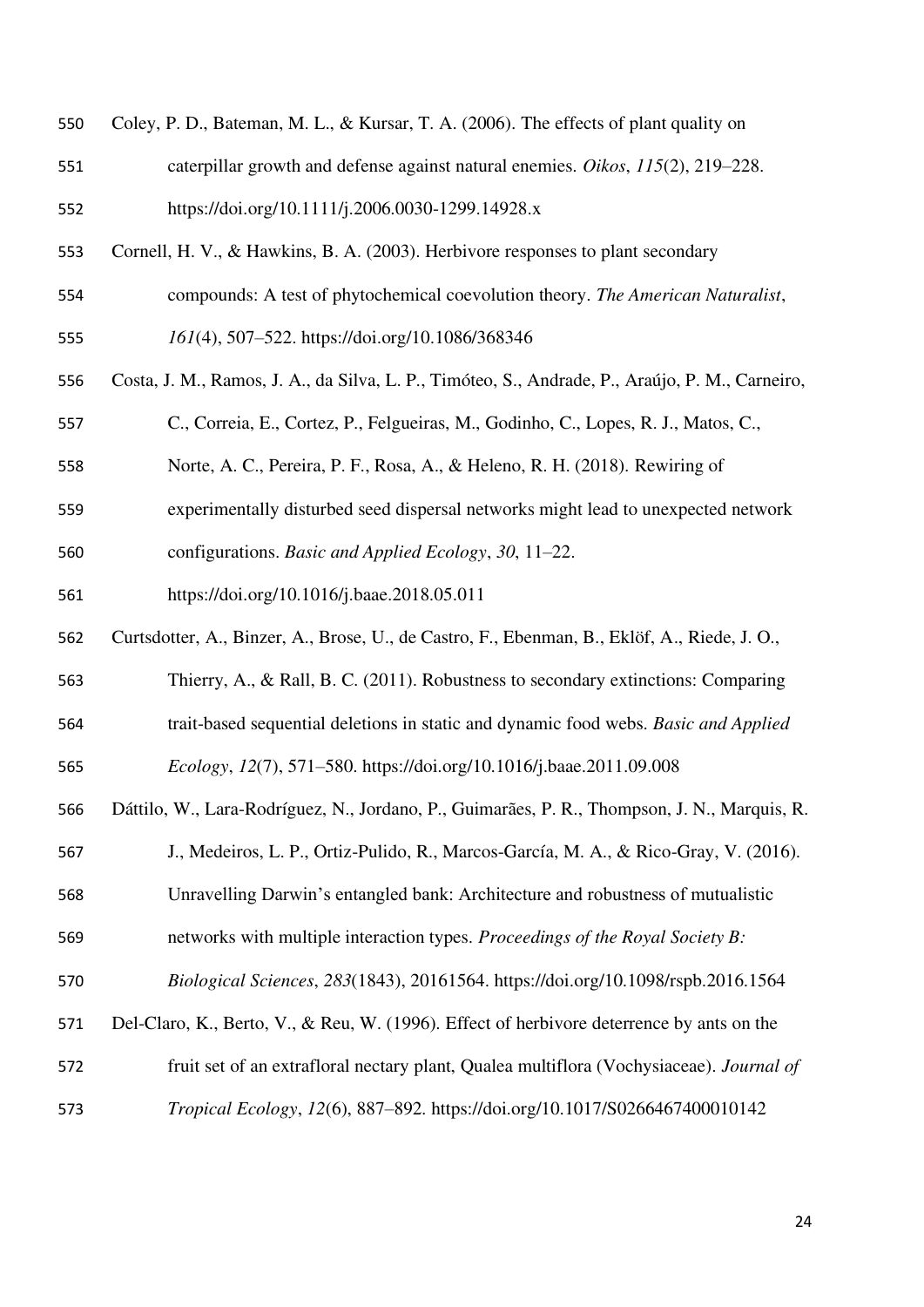Coley, P. D., Bateman, M. L., & Kursar, T. A. (2006). The effects of plant quality on caterpillar growth and defense against natural enemies. *Oikos*, *115*(2), 219–228. https://doi.org/10.1111/j.2006.0030-1299.14928.x

Cornell, H. V., & Hawkins, B. A. (2003). Herbivore responses to plant secondary compounds: A test of phytochemical coevolution theory. *The American Naturalist*, *161*(4), 507–522. https://doi.org/10.1086/368346

Costa, J. M., Ramos, J. A., da Silva, L. P., Timóteo, S., Andrade, P., Araújo, P. M., Carneiro, C., Correia, E., Cortez, P., Felgueiras, M., Godinho, C., Lopes, R. J., Matos, C., Norte, A. C., Pereira, P. F., Rosa, A., & Heleno, R. H. (2018). Rewiring of experimentally disturbed seed dispersal networks might lead to unexpected network configurations. *Basic and Applied Ecology*, *30*, 11–22. https://doi.org/10.1016/j.baae.2018.05.011

Curtsdotter, A., Binzer, A., Brose, U., de Castro, F., Ebenman, B., Eklöf, A., Riede, J. O., Thierry, A., & Rall, B. C. (2011). Robustness to secondary extinctions: Comparing trait-based sequential deletions in static and dynamic food webs. *Basic and Applied Ecology*, *12*(7), 571–580. https://doi.org/10.1016/j.baae.2011.09.008

Dáttilo, W., Lara-Rodríguez, N., Jordano, P., Guimarães, P. R., Thompson, J. N., Marquis, R. J., Medeiros, L. P., Ortiz-Pulido, R., Marcos-García, M. A., & Rico-Gray, V. (2016). Unravelling Darwin's entangled bank: Architecture and robustness of mutualistic networks with multiple interaction types. *Proceedings of the Royal Society B: Biological Sciences*, *283*(1843), 20161564. https://doi.org/10.1098/rspb.2016.1564

Del-Claro, K., Berto, V., & Reu, W. (1996). Effect of herbivore deterrence by ants on the fruit set of an extrafloral nectary plant, Qualea multiflora (Vochysiaceae). *Journal of Tropical Ecology*, *12*(6), 887–892. https://doi.org/10.1017/S0266467400010142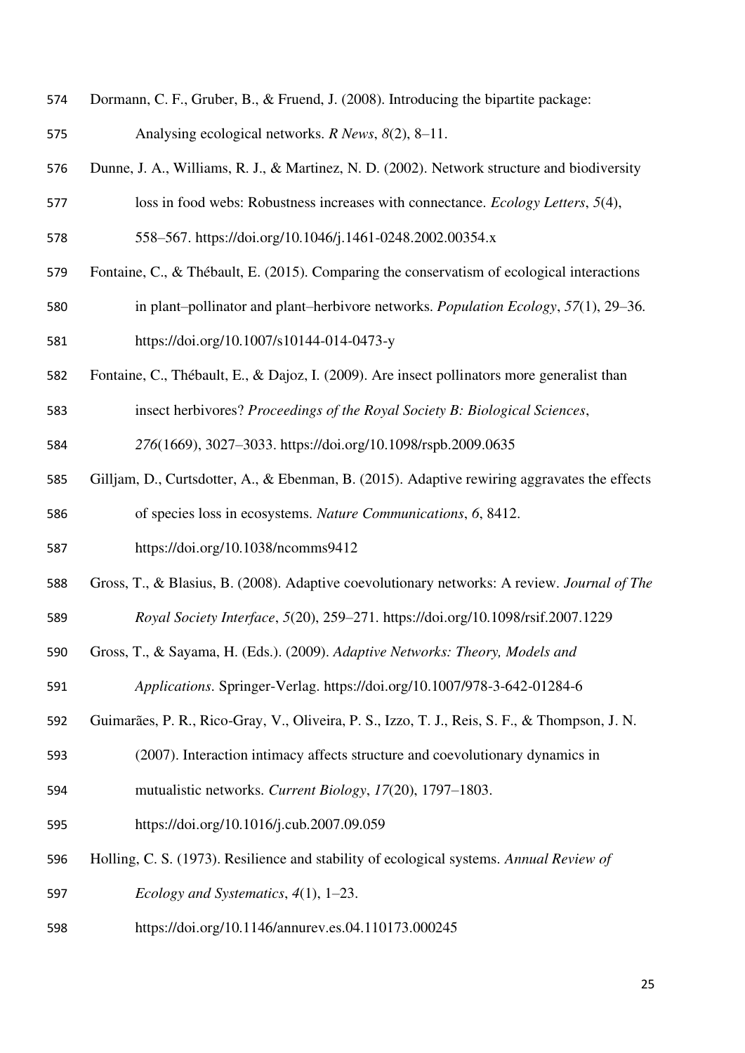Dormann, C. F., Gruber, B., & Fruend, J. (2008). Introducing the bipartite package: Analysing ecological networks. *R News*, *8*(2), 8–11.

Dunne, J. A., Williams, R. J., & Martinez, N. D. (2002). Network structure and biodiversity loss in food webs: Robustness increases with connectance. *Ecology Letters*, *5*(4), 558–567. https://doi.org/10.1046/j.1461-0248.2002.00354.x

Fontaine, C., & Thébault, E. (2015). Comparing the conservatism of ecological interactions in plant–pollinator and plant–herbivore networks. *Population Ecology*, *57*(1), 29–36. https://doi.org/10.1007/s10144-014-0473-y

Fontaine, C., Thébault, E., & Dajoz, I. (2009). Are insect pollinators more generalist than insect herbivores? *Proceedings of the Royal Society B: Biological Sciences*, *276*(1669), 3027–3033. https://doi.org/10.1098/rspb.2009.0635

Gilljam, D., Curtsdotter, A., & Ebenman, B. (2015). Adaptive rewiring aggravates the effects of species loss in ecosystems. *Nature Communications*, *6*, 8412. https://doi.org/10.1038/ncomms9412

Gross, T., & Blasius, B. (2008). Adaptive coevolutionary networks: A review. *Journal of The Royal Society Interface*, *5*(20), 259–271. https://doi.org/10.1098/rsif.2007.1229

Gross, T., & Sayama, H. (Eds.). (2009). *Adaptive Networks: Theory, Models and Applications*. Springer-Verlag. https://doi.org/10.1007/978-3-642-01284-6

Guimarães, P. R., Rico-Gray, V., Oliveira, P. S., Izzo, T. J., Reis, S. F., & Thompson, J. N. (2007). Interaction intimacy affects structure and coevolutionary dynamics in mutualistic networks. *Current Biology*, *17*(20), 1797–1803. https://doi.org/10.1016/j.cub.2007.09.059

Holling, C. S. (1973). Resilience and stability of ecological systems. *Annual Review of Ecology and Systematics*, *4*(1), 1–23. https://doi.org/10.1146/annurev.es.04.110173.000245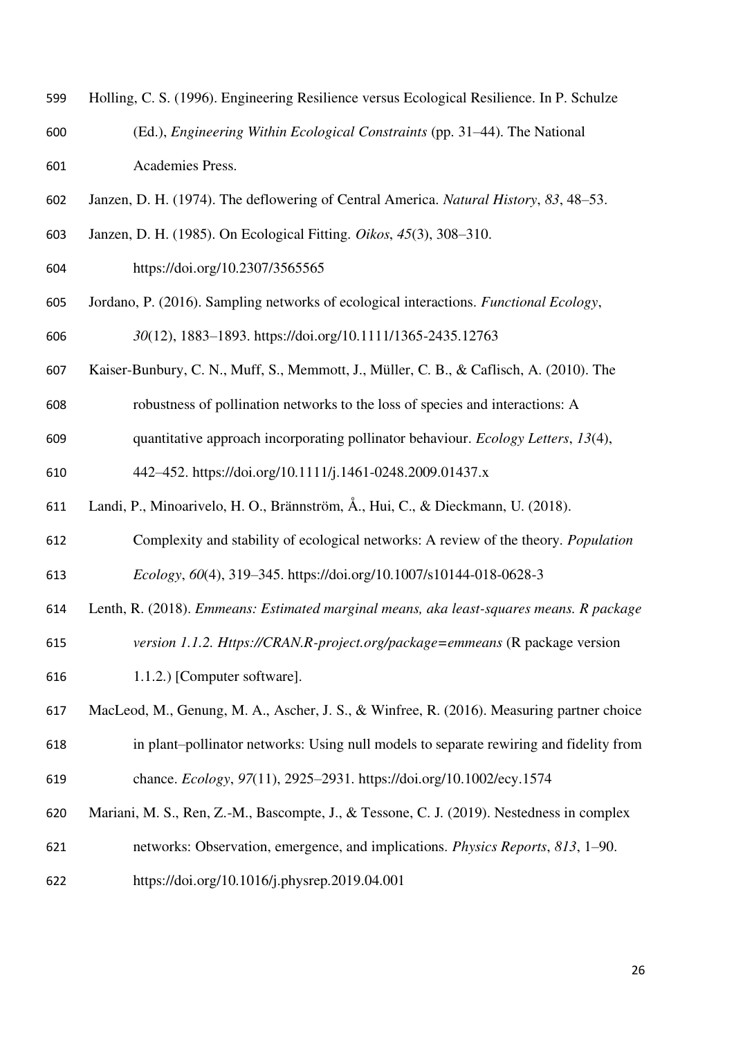Holling, C. S. (1996). Engineering Resilience versus Ecological Resilience. In P. Schulze (Ed.), *Engineering Within Ecological Constraints* (pp. 31–44). The National Academies Press.

Janzen, D. H. (1974). The deflowering of Central America. *Natural History*, *83*, 48–53.

Janzen, D. H. (1985). On Ecological Fitting. *Oikos*, *45*(3), 308–310. https://doi.org/10.2307/3565565

Jordano, P. (2016). Sampling networks of ecological interactions. *Functional Ecology*, *30*(12), 1883–1893. https://doi.org/10.1111/1365-2435.12763

Kaiser-Bunbury, C. N., Muff, S., Memmott, J., Müller, C. B., & Caflisch, A. (2010). The robustness of pollination networks to the loss of species and interactions: A quantitative approach incorporating pollinator behaviour. *Ecology Letters*, *13*(4), 442–452. https://doi.org/10.1111/j.1461-0248.2009.01437.x

Landi, P., Minoarivelo, H. O., Brännström, Å., Hui, C., & Dieckmann, U. (2018). Complexity and stability of ecological networks: A review of the theory. *Population Ecology*, *60*(4), 319–345. https://doi.org/10.1007/s10144-018-0628-3

Lenth, R. (2018). *Emmeans: Estimated marginal means, aka least-squares means. R package version 1.1.2. Https://CRAN.R-project.org/package=emmeans* (R package version 1.1.2.) [Computer software].

MacLeod, M., Genung, M. A., Ascher, J. S., & Winfree, R. (2016). Measuring partner choice in plant–pollinator networks: Using null models to separate rewiring and fidelity from chance. *Ecology*, *97*(11), 2925–2931. https://doi.org/10.1002/ecy.1574

Mariani, M. S., Ren, Z.-M., Bascompte, J., & Tessone, C. J. (2019). Nestedness in complex networks: Observation, emergence, and implications. *Physics Reports*, *813*, 1–90. https://doi.org/10.1016/j.physrep.2019.04.001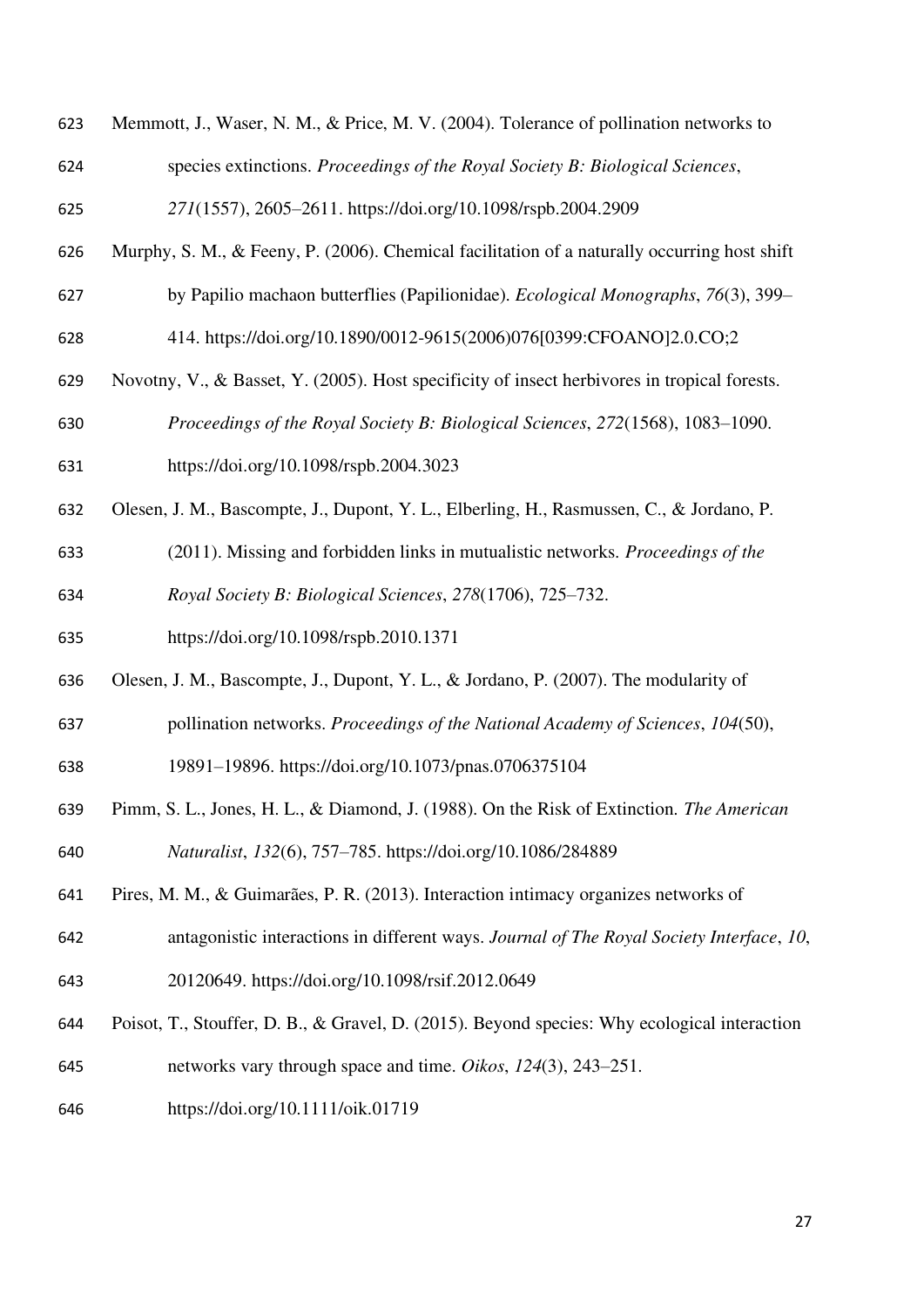Memmott, J., Waser, N. M., & Price, M. V. (2004). Tolerance of pollination networks to species extinctions. *Proceedings of the Royal Society B: Biological Sciences*, *271*(1557), 2605–2611. https://doi.org/10.1098/rspb.2004.2909

Murphy, S. M., & Feeny, P. (2006). Chemical facilitation of a naturally occurring host shift by Papilio machaon butterflies (Papilionidae). *Ecological Monographs*, *76*(3), 399–414. https://doi.org/10.1890/0012-9615(2006)076[0399:CFOANO]2.0.CO;2

Novotny, V., & Basset, Y. (2005). Host specificity of insect herbivores in tropical forests. *Proceedings of the Royal Society B: Biological Sciences*, *272*(1568), 1083–1090. https://doi.org/10.1098/rspb.2004.3023

Olesen, J. M., Bascompte, J., Dupont, Y. L., Elberling, H., Rasmussen, C., & Jordano, P. (2011). Missing and forbidden links in mutualistic networks. *Proceedings of the Royal Society B: Biological Sciences*, *278*(1706), 725–732. https://doi.org/10.1098/rspb.2010.1371

Olesen, J. M., Bascompte, J., Dupont, Y. L., & Jordano, P. (2007). The modularity of pollination networks. *Proceedings of the National Academy of Sciences*, *104*(50), 19891–19896. https://doi.org/10.1073/pnas.0706375104

Pimm, S. L., Jones, H. L., & Diamond, J. (1988). On the Risk of Extinction. *The American Naturalist*, *132*(6), 757–785. https://doi.org/10.1086/284889

Pires, M. M., & Guimarães, P. R. (2013). Interaction intimacy organizes networks of antagonistic interactions in different ways. *Journal of The Royal Society Interface*, *10*, 20120649. https://doi.org/10.1098/rsif.2012.0649

Poisot, T., Stouffer, D. B., & Gravel, D. (2015). Beyond species: Why ecological interaction networks vary through space and time. *Oikos*, *124*(3), 243–251. https://doi.org/10.1111/oik.01719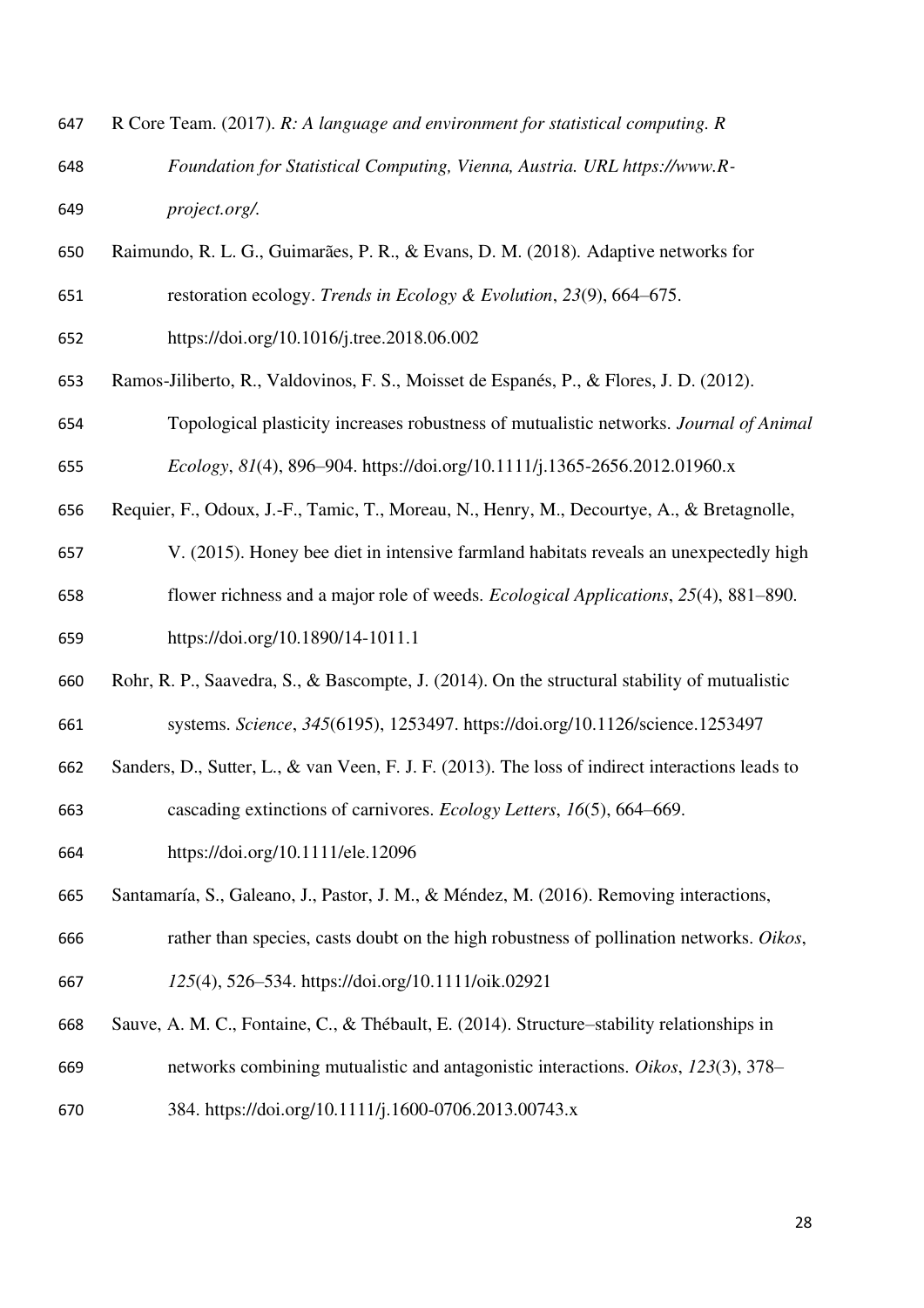R Core Team. (2017). *R: A language and environment for statistical computing. R Foundation for Statistical Computing, Vienna, Austria. URL https://www.R-project.org/.*

Raimundo, R. L. G., Guimarães, P. R., & Evans, D. M. (2018). Adaptive networks for restoration ecology. *Trends in Ecology & Evolution*, *23*(9), 664–675. https://doi.org/10.1016/j.tree.2018.06.002

Ramos-Jiliberto, R., Valdovinos, F. S., Moisset de Espanés, P., & Flores, J. D. (2012). Topological plasticity increases robustness of mutualistic networks. *Journal of Animal Ecology*, *81*(4), 896–904. https://doi.org/10.1111/j.1365-2656.2012.01960.x

Requier, F., Odoux, J.-F., Tamic, T., Moreau, N., Henry, M., Decourtye, A., & Bretagnolle, V. (2015). Honey bee diet in intensive farmland habitats reveals an unexpectedly high flower richness and a major role of weeds. *Ecological Applications*, *25*(4), 881–890. https://doi.org/10.1890/14-1011.1

Rohr, R. P., Saavedra, S., & Bascompte, J. (2014). On the structural stability of mutualistic systems. *Science*, *345*(6195), 1253497. https://doi.org/10.1126/science.1253497

Sanders, D., Sutter, L., & van Veen, F. J. F. (2013). The loss of indirect interactions leads to cascading extinctions of carnivores. *Ecology Letters*, *16*(5), 664–669. https://doi.org/10.1111/ele.12096

Santamaría, S., Galeano, J., Pastor, J. M., & Méndez, M. (2016). Removing interactions, rather than species, casts doubt on the high robustness of pollination networks. *Oikos*, *125*(4), 526–534. https://doi.org/10.1111/oik.02921

Sauve, A. M. C., Fontaine, C., & Thébault, E. (2014). Structure–stability relationships in networks combining mutualistic and antagonistic interactions. *Oikos*, *123*(3), 378–384. https://doi.org/10.1111/j.1600-0706.2013.00743.x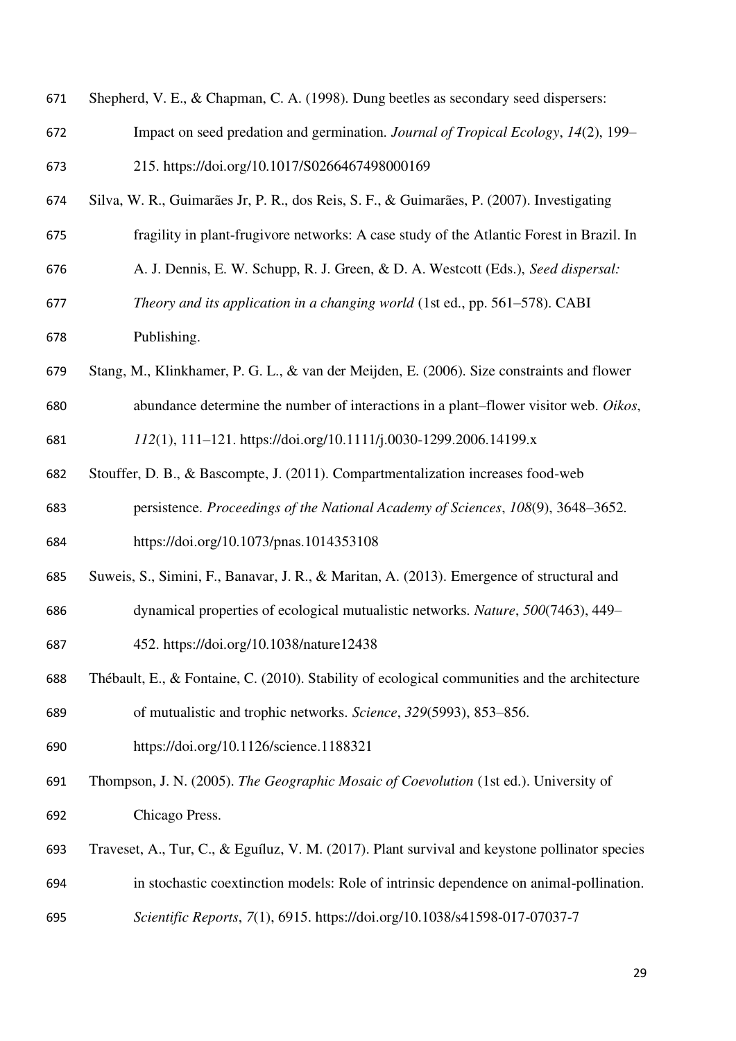Shepherd, V. E., & Chapman, C. A. (1998). Dung beetles as secondary seed dispersers: Impact on seed predation and germination. *Journal of Tropical Ecology*, *14*(2), 199–215. https://doi.org/10.1017/S0266467498000169

Silva, W. R., Guimarães Jr, P. R., dos Reis, S. F., & Guimarães, P. (2007). Investigating fragility in plant-frugivore networks: A case study of the Atlantic Forest in Brazil. In A. J. Dennis, E. W. Schupp, R. J. Green, & D. A. Westcott (Eds.), *Seed dispersal: Theory and its application in a changing world* (1st ed., pp. 561–578). CABI Publishing.

Stang, M., Klinkhamer, P. G. L., & van der Meijden, E. (2006). Size constraints and flower abundance determine the number of interactions in a plant–flower visitor web. *Oikos*, *112*(1), 111–121. https://doi.org/10.1111/j.0030-1299.2006.14199.x

Stouffer, D. B., & Bascompte, J. (2011). Compartmentalization increases food-web persistence. *Proceedings of the National Academy of Sciences*, *108*(9), 3648–3652. https://doi.org/10.1073/pnas.1014353108

Suweis, S., Simini, F., Banavar, J. R., & Maritan, A. (2013). Emergence of structural and dynamical properties of ecological mutualistic networks. *Nature*, *500*(7463), 449–452. https://doi.org/10.1038/nature12438

Thébault, E., & Fontaine, C. (2010). Stability of ecological communities and the architecture of mutualistic and trophic networks. *Science*, *329*(5993), 853–856. https://doi.org/10.1126/science.1188321

Thompson, J. N. (2005). *The Geographic Mosaic of Coevolution* (1st ed.). University of Chicago Press.

Traveset, A., Tur, C., & Eguíluz, V. M. (2017). Plant survival and keystone pollinator species in stochastic coextinction models: Role of intrinsic dependence on animal-pollination. *Scientific Reports*, *7*(1), 6915. https://doi.org/10.1038/s41598-017-07037-7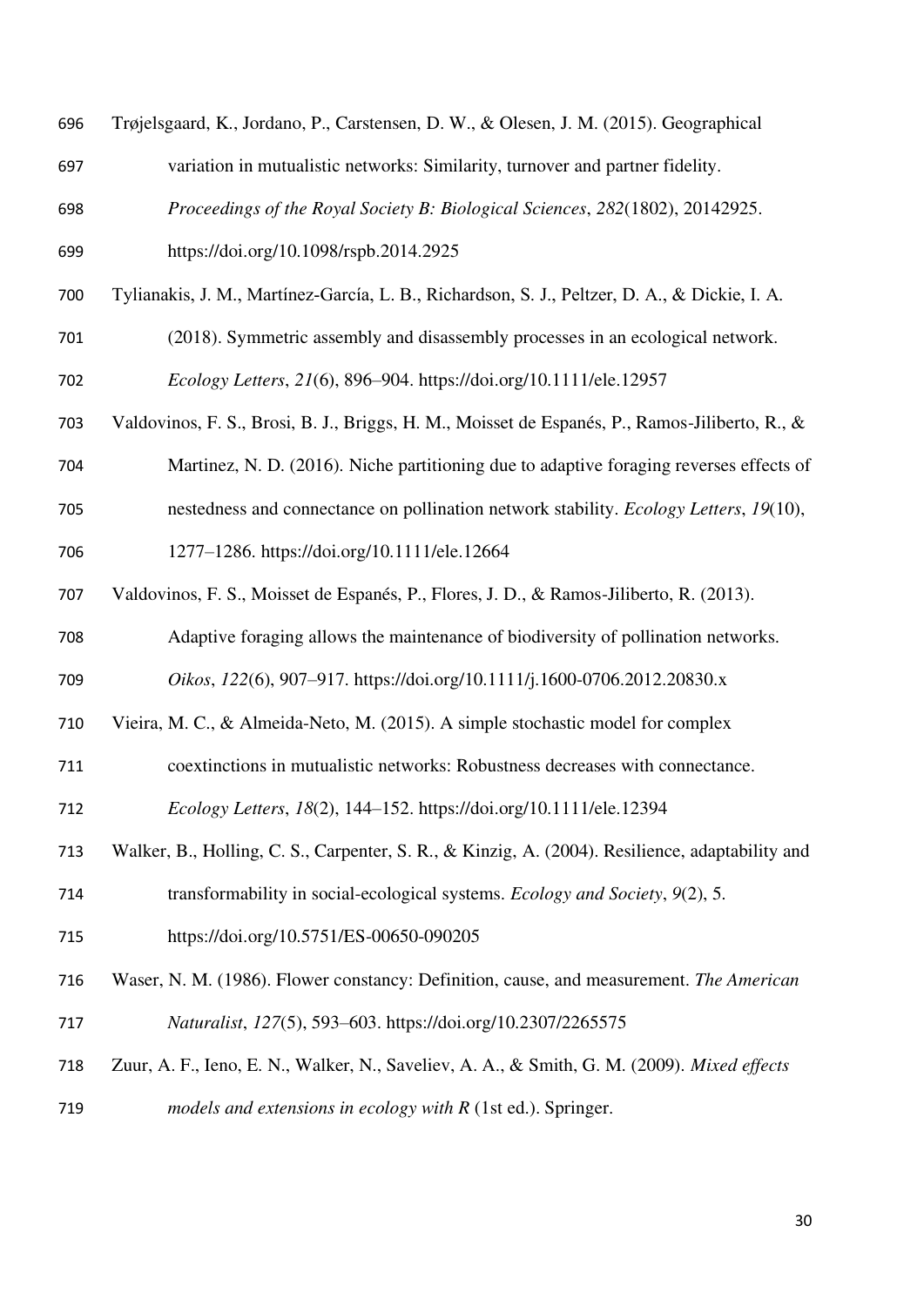Trøjelsgaard, K., Jordano, P., Carstensen, D. W., & Olesen, J. M. (2015). Geographical variation in mutualistic networks: Similarity, turnover and partner fidelity. *Proceedings of the Royal Society B: Biological Sciences*, *282*(1802), 20142925. https://doi.org/10.1098/rspb.2014.2925

Tylianakis, J. M., Martínez-García, L. B., Richardson, S. J., Peltzer, D. A., & Dickie, I. A. (2018). Symmetric assembly and disassembly processes in an ecological network. *Ecology Letters*, *21*(6), 896–904. https://doi.org/10.1111/ele.12957

Valdovinos, F. S., Brosi, B. J., Briggs, H. M., Moisset de Espanés, P., Ramos-Jiliberto, R., & Martinez, N. D. (2016). Niche partitioning due to adaptive foraging reverses effects of nestedness and connectance on pollination network stability. *Ecology Letters*, *19*(10), 1277–1286. https://doi.org/10.1111/ele.12664

Valdovinos, F. S., Moisset de Espanés, P., Flores, J. D., & Ramos-Jiliberto, R. (2013). Adaptive foraging allows the maintenance of biodiversity of pollination networks. *Oikos*, *122*(6), 907–917. https://doi.org/10.1111/j.1600-0706.2012.20830.x

Vieira, M. C., & Almeida-Neto, M. (2015). A simple stochastic model for complex coextinctions in mutualistic networks: Robustness decreases with connectance. *Ecology Letters*, *18*(2), 144–152. https://doi.org/10.1111/ele.12394

Walker, B., Holling, C. S., Carpenter, S. R., & Kinzig, A. (2004). Resilience, adaptability and transformability in social-ecological systems. *Ecology and Society*, *9*(2), 5. https://doi.org/10.5751/ES-00650-090205

Waser, N. M. (1986). Flower constancy: Definition, cause, and measurement. *The American Naturalist*, *127*(5), 593–603. https://doi.org/10.2307/2265575

Zuur, A. F., Ieno, E. N., Walker, N., Saveliev, A. A., & Smith, G. M. (2009). *Mixed effects models and extensions in ecology with R* (1st ed.). Springer.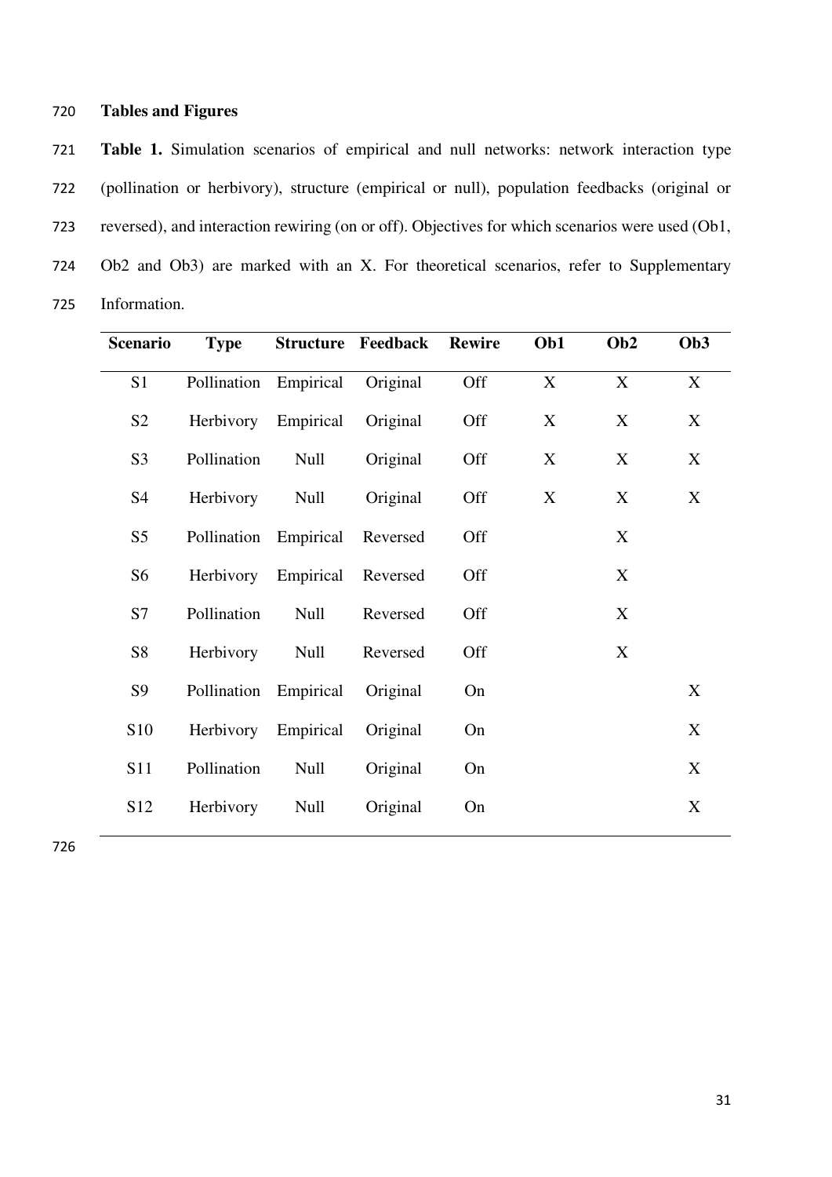## Tables and Figures

**Table 1.** Simulation scenarios of empirical and null networks: network interaction type (pollination or herbivory), structure (empirical or null), population feedbacks (original or reversed), and interaction rewiring (on or off). Objectives for which scenarios were used (Ob1, Ob2 and Ob3) are marked with an X. For theoretical scenarios, refer to Supplementary Information.

| Scenario | Type | Structure | Feedback | Rewire | Ob1 | Ob2 | Ob3 |
|---|---|---|---|---|---|---|---|
| S1 | Pollination | Empirical | Original | Off | X | X | X |
| S2 | Herbivory | Empirical | Original | Off | X | X | X |
| S3 | Pollination | Null | Original | Off | X | X | X |
| S4 | Herbivory | Null | Original | Off | X | X | X |
| S5 | Pollination | Empirical | Reversed | Off | | X | |
| S6 | Herbivory | Empirical | Reversed | Off | | X | |
| S7 | Pollination | Null | Reversed | Off | | X | |
| S8 | Herbivory | Null | Reversed | Off | | X | |
| S9 | Pollination | Empirical | Original | On | | | X |
| S10 | Herbivory | Empirical | Original | On | | | X |
| S11 | Pollination | Null | Original | On | | | X |
| S12 | Herbivory | Null | Original | On | | | X |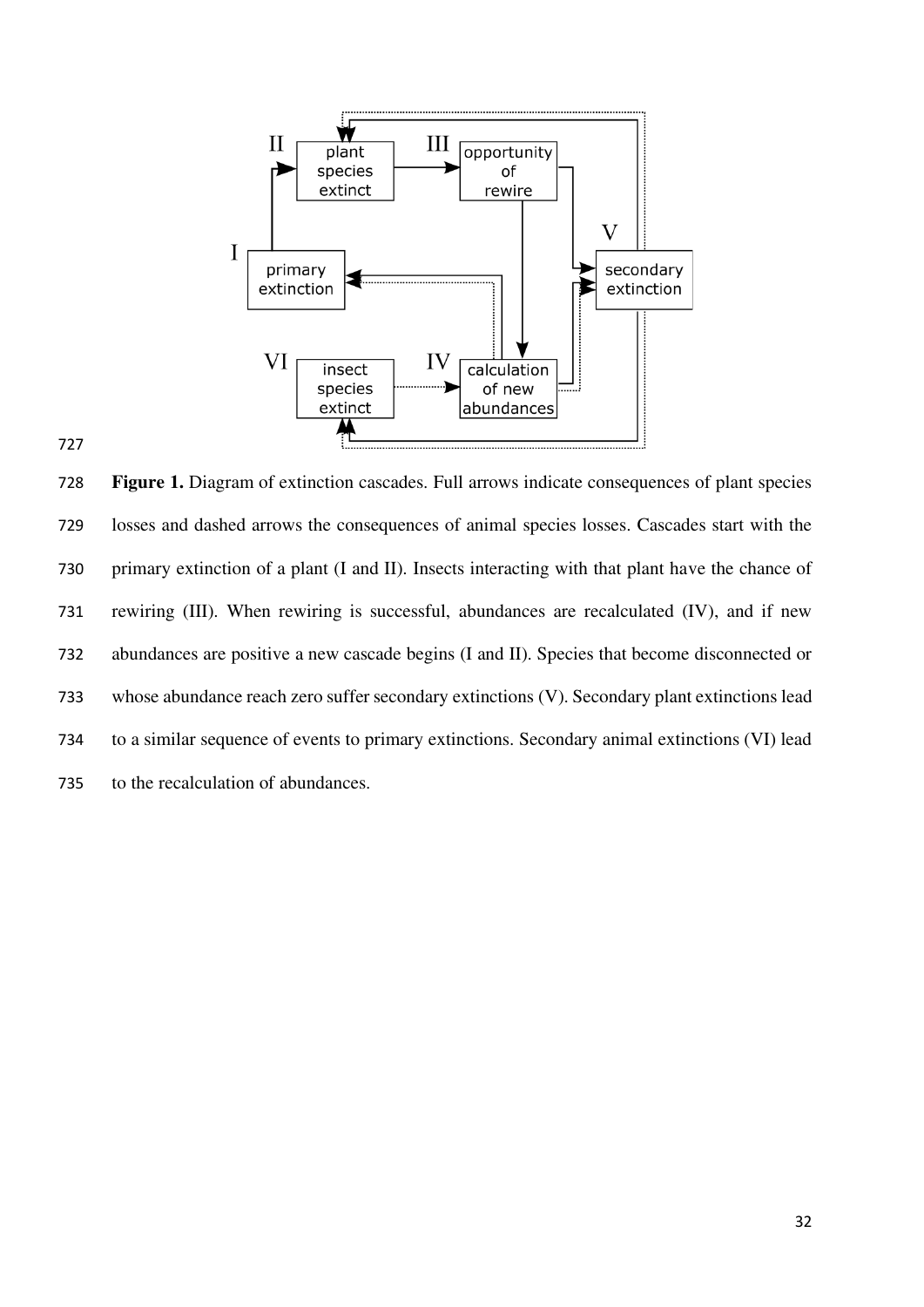**Figure 1.** Diagram of extinction cascades. Full arrows indicate consequences of plant species losses and dashed arrows the consequences of animal species losses. Cascades start with the primary extinction of a plant (I and II). Insects interacting with that plant have the chance of rewiring (III). When rewiring is successful, abundances are recalculated (IV), and if new abundances are positive a new cascade begins (I and II). Species that become disconnected or whose abundance reach zero suffer secondary extinctions (V). Secondary plant extinctions lead to a similar sequence of events to primary extinctions. Secondary animal extinctions (VI) lead to the recalculation of abundances.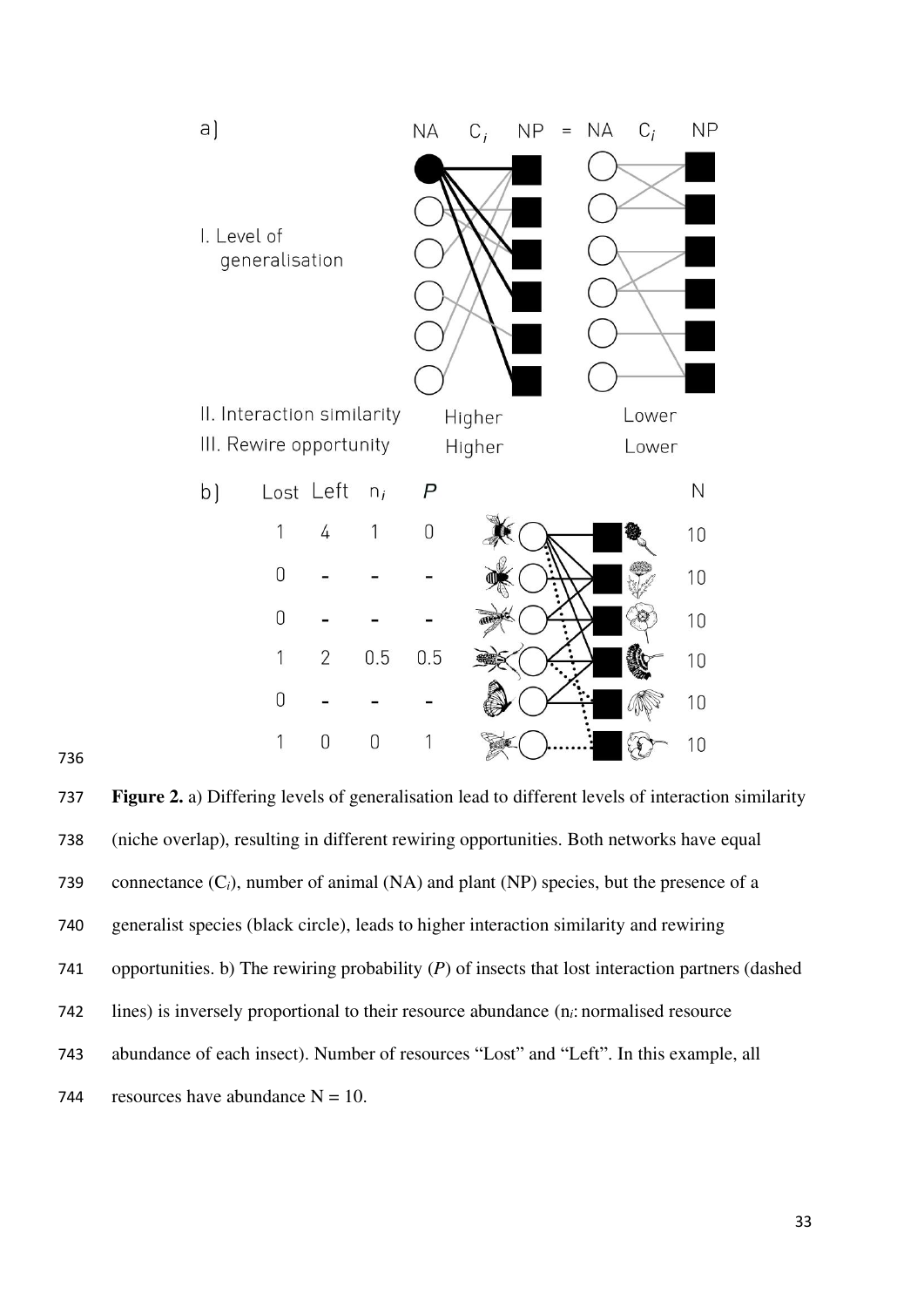**Figure 2.** a) Differing levels of generalisation lead to different levels of interaction similarity (niche overlap), resulting in different rewiring opportunities. Both networks have equal connectance ($C_i$), number of animal (NA) and plant (NP) species, but the presence of a generalist species (black circle), leads to higher interaction similarity and rewiring opportunities. b) The rewiring probability ($P$) of insects that lost interaction partners (dashed lines) is inversely proportional to their resource abundance ($n_i$: normalised resource abundance of each insect). Number of resources "Lost" and "Left". In this example, all resources have abundance N = 10.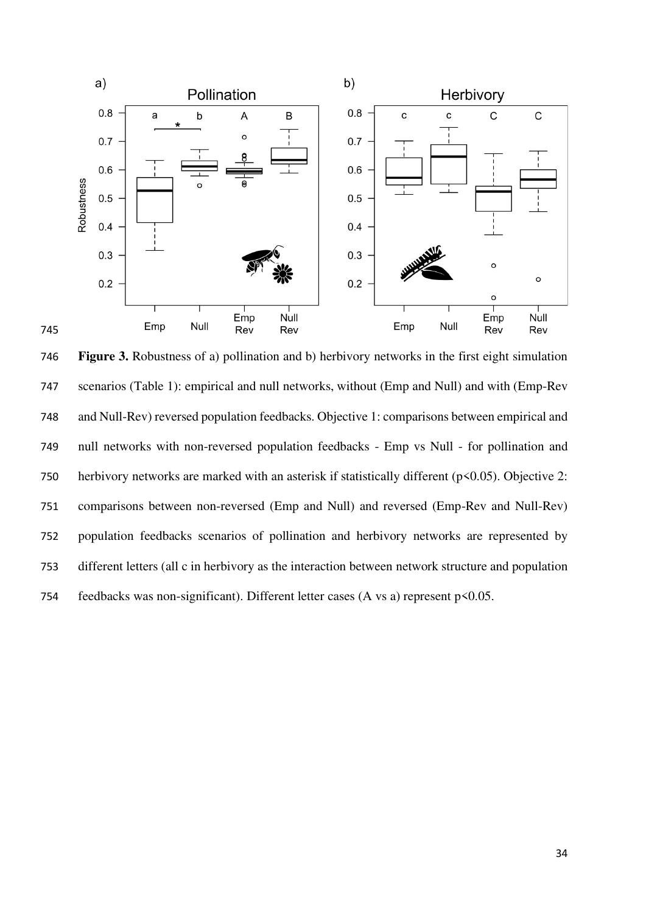**Figure 3.** Robustness of a) pollination and b) herbivory networks in the first eight simulation scenarios (Table 1): empirical and null networks, without (Emp and Null) and with (Emp-Rev and Null-Rev) reversed population feedbacks. Objective 1: comparisons between empirical and null networks with non-reversed population feedbacks - Emp vs Null - for pollination and herbivory networks are marked with an asterisk if statistically different ($p<0.05$). Objective 2: comparisons between non-reversed (Emp and Null) and reversed (Emp-Rev and Null-Rev) population feedbacks scenarios of pollination and herbivory networks are represented by different letters (all c in herbivory as the interaction between network structure and population feedbacks was non-significant). Different letter cases (A vs a) represent $p<0.05$.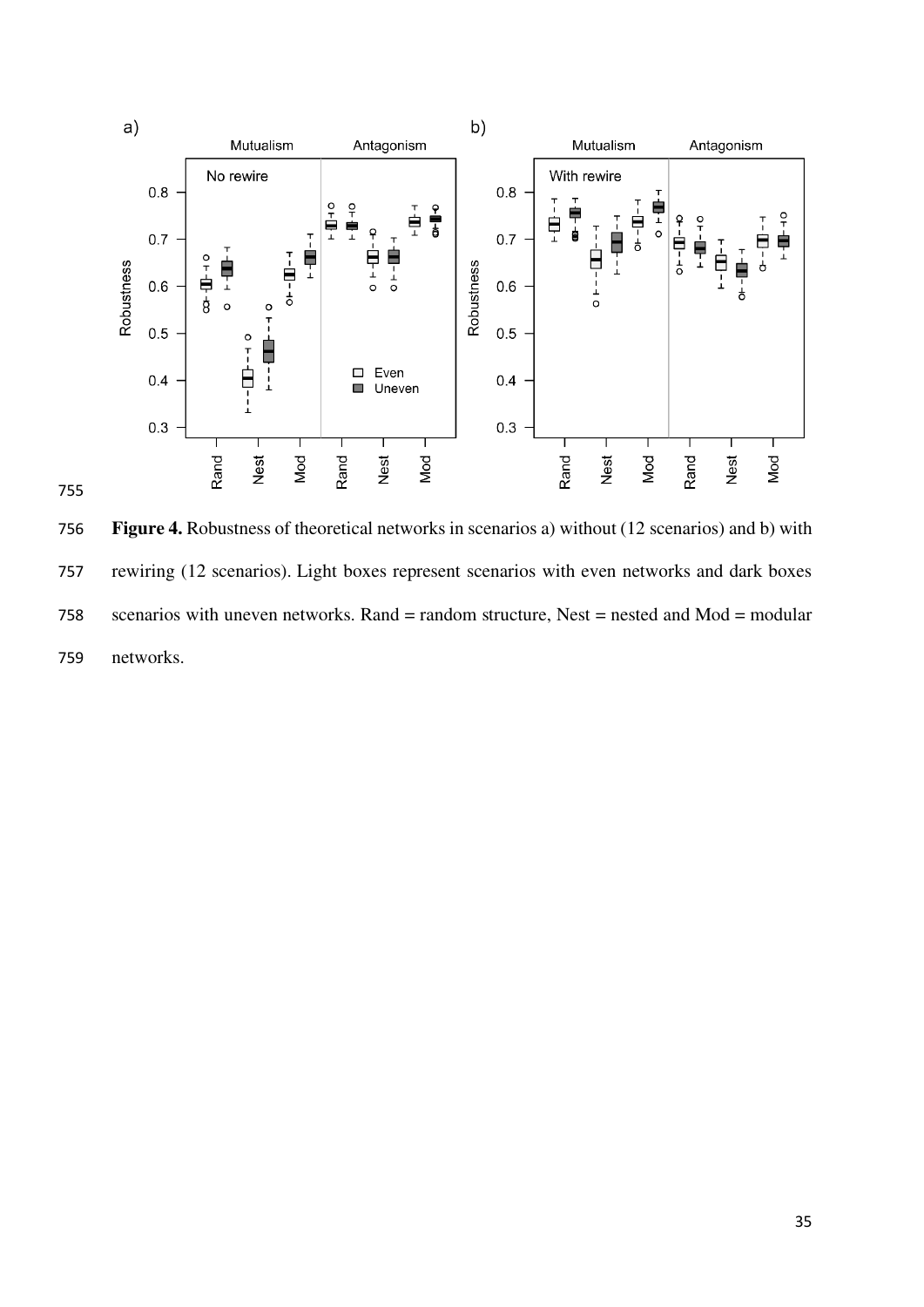**Figure 4.** Robustness of theoretical networks in scenarios a) without (12 scenarios) and b) with rewiring (12 scenarios). Light boxes represent scenarios with even networks and dark boxes scenarios with uneven networks. Rand = random structure, Nest = nested and Mod = modular networks.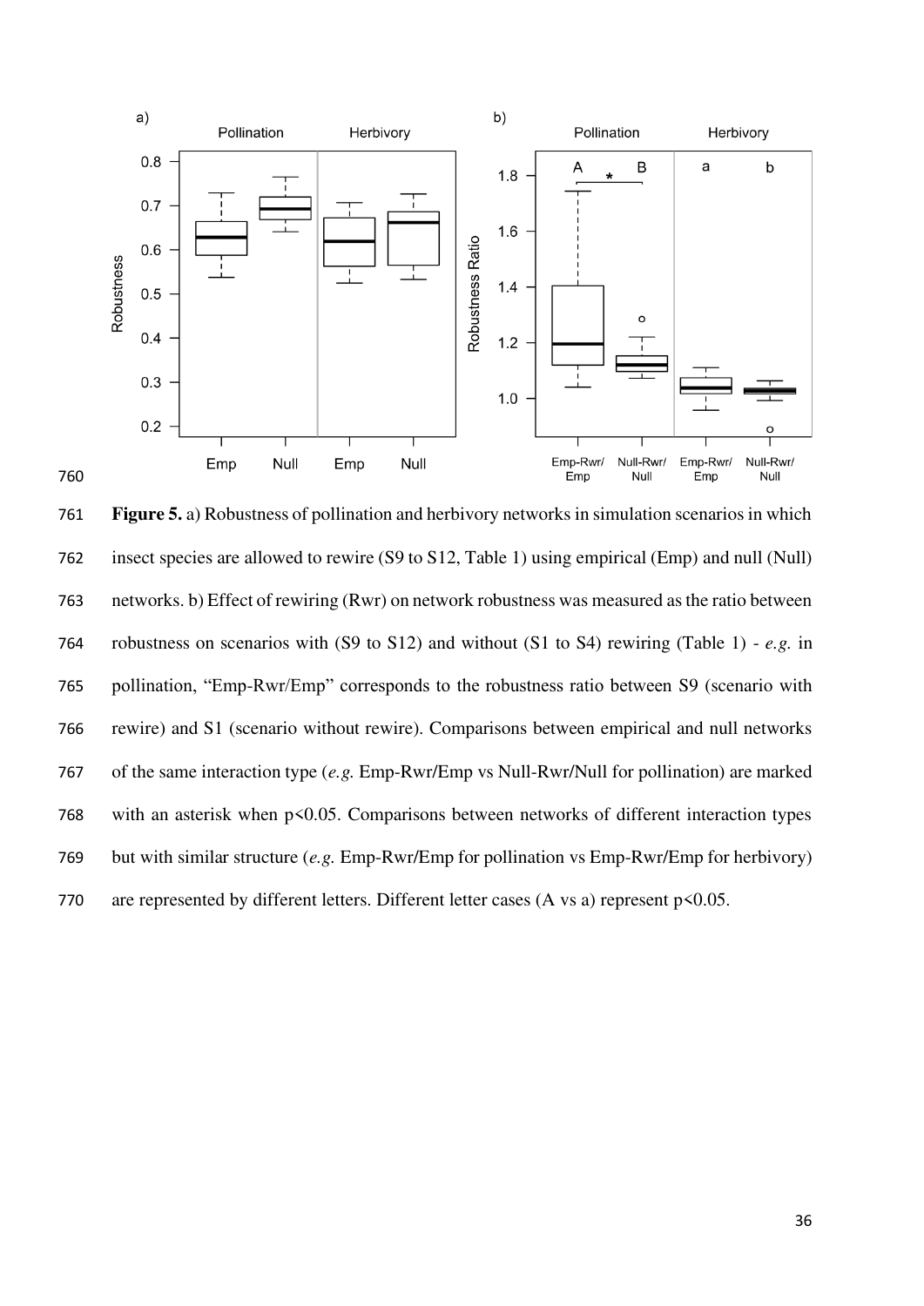**Figure 5.** a) Robustness of pollination and herbivory networks in simulation scenarios in which insect species are allowed to rewire (S9 to S12, Table 1) using empirical (Emp) and null (Null) networks. b) Effect of rewiring (Rwr) on network robustness was measured as the ratio between robustness on scenarios with (S9 to S12) and without (S1 to S4) rewiring (Table 1) - *e.g.* in pollination, "Emp-Rwr/Emp" corresponds to the robustness ratio between S9 (scenario with rewire) and S1 (scenario without rewire). Comparisons between empirical and null networks of the same interaction type (*e.g.* Emp-Rwr/Emp vs Null-Rwr/Null for pollination) are marked with an asterisk when $p<0.05$. Comparisons between networks of different interaction types but with similar structure (*e.g.* Emp-Rwr/Emp for pollination vs Emp-Rwr/Emp for herbivory) are represented by different letters. Different letter cases (A vs a) represent $p<0.05$.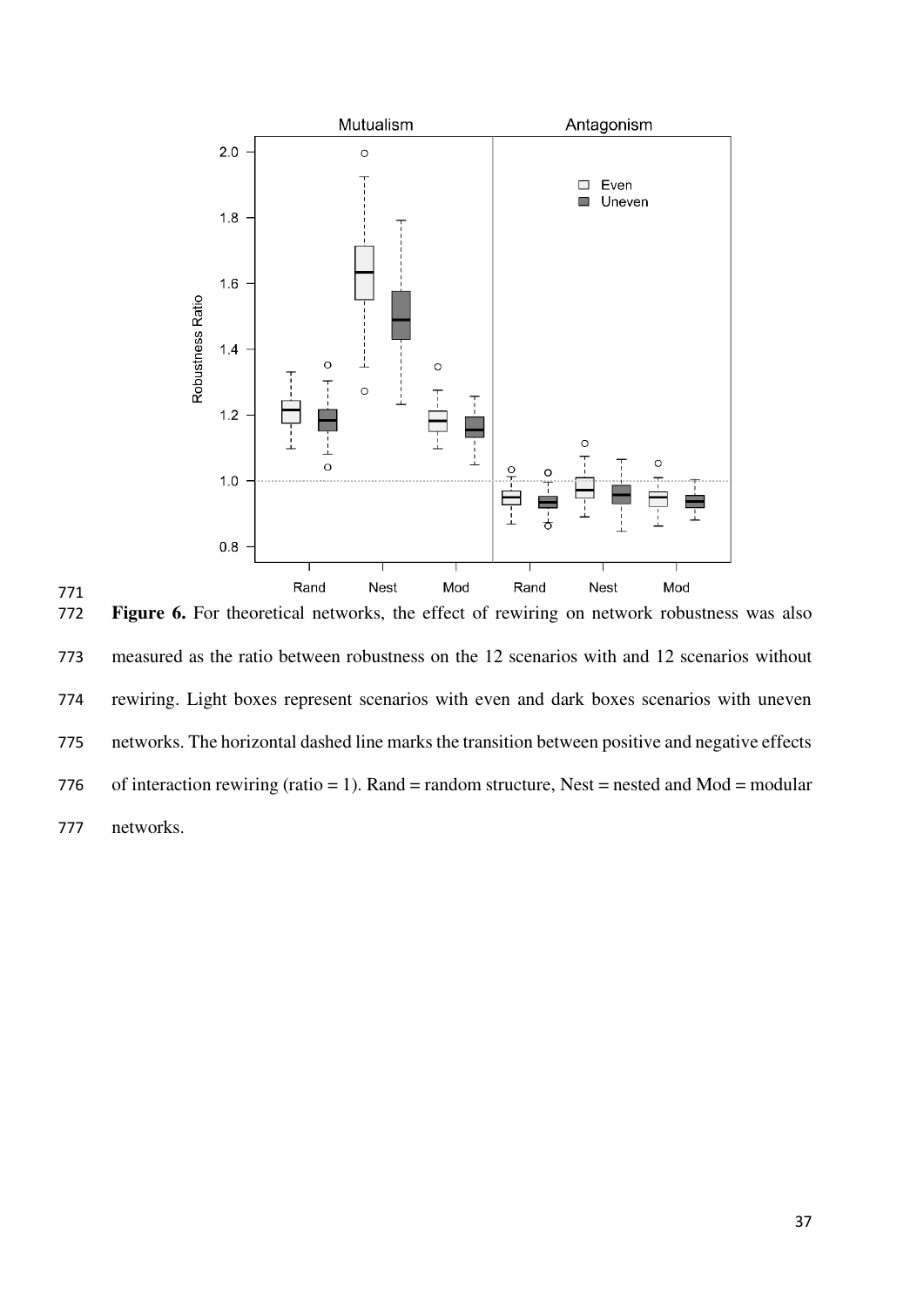Mutualism

Antagonism

Even

Uneven

Robustness Ratio

2.0

1.8

1.6

1.4

1.2

1.0

0.8

Rand

Nest

Mod

Rand

Nest

Mod

**Figure 6.** For theoretical networks, the effect of rewiring on network robustness was also measured as the ratio between robustness on the 12 scenarios with and 12 scenarios without rewiring. Light boxes represent scenarios with even and dark boxes scenarios with uneven networks. The horizontal dashed line marks the transition between positive and negative effects of interaction rewiring (ratio = 1). Rand = random structure, Nest = nested and Mod = modular networks.